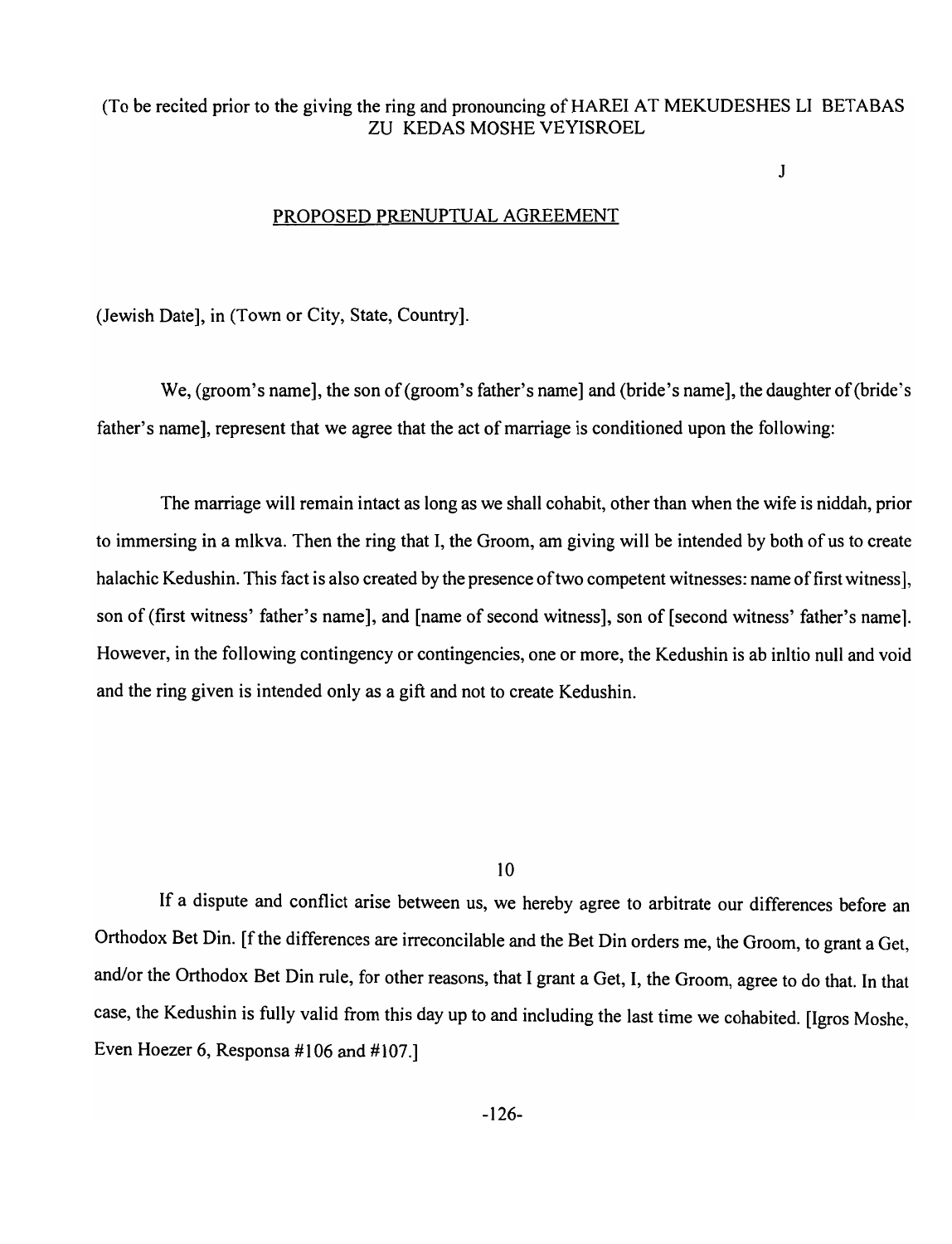(To be recited prior to the giving the ring and pronouncing of HAREI AT MEKUDESHES LI BETABAS ZU KEDAS MOSHE VEYISROEL

J

## PROPOSED PRENUPTUAL AGREEMENT

(Jewish Date], in (Town or City, State, Country].

We, (groom's name], the son of (groom's father's name] and (bride's name], the daughter of (bride's father's name], represent that we agree that the act of marriage is conditioned upon the following:

The marriage will remain intact as long as we shall cohabit, other than when the wife is niddah, prior to immersing in a mlkva. Then the ring that I, the Groom, am giving will be intended by both of us to create halachic Kedushin. This fact is also created by the presence of two competent witnesses: name of first witness], son of (first witness' father's name], and [name of second witness], son of [second witness' father's name]. However, in the following contingency or contingencies, one or more, the Kedushin is ab inltio null and void and the ring given is intended only as a gift and not to create Kedushin.

10

If a dispute and conflict arise between us, we hereby agree to arbitrate our differences before an Orthodox Bet Din. [f the differences are irreconcilable and the Bet Din orders me, the Groom, to grant a Get, and/or the Orthodox Bet Din rule, for other reasons, that I grant a Get, I, the Groom, agree to do that. In that case, the Kedushin is fully valid from this day up to and including the last time we cohabited. [Igros Moshe, Even Hoezer 6, Responsa #106 and #107.]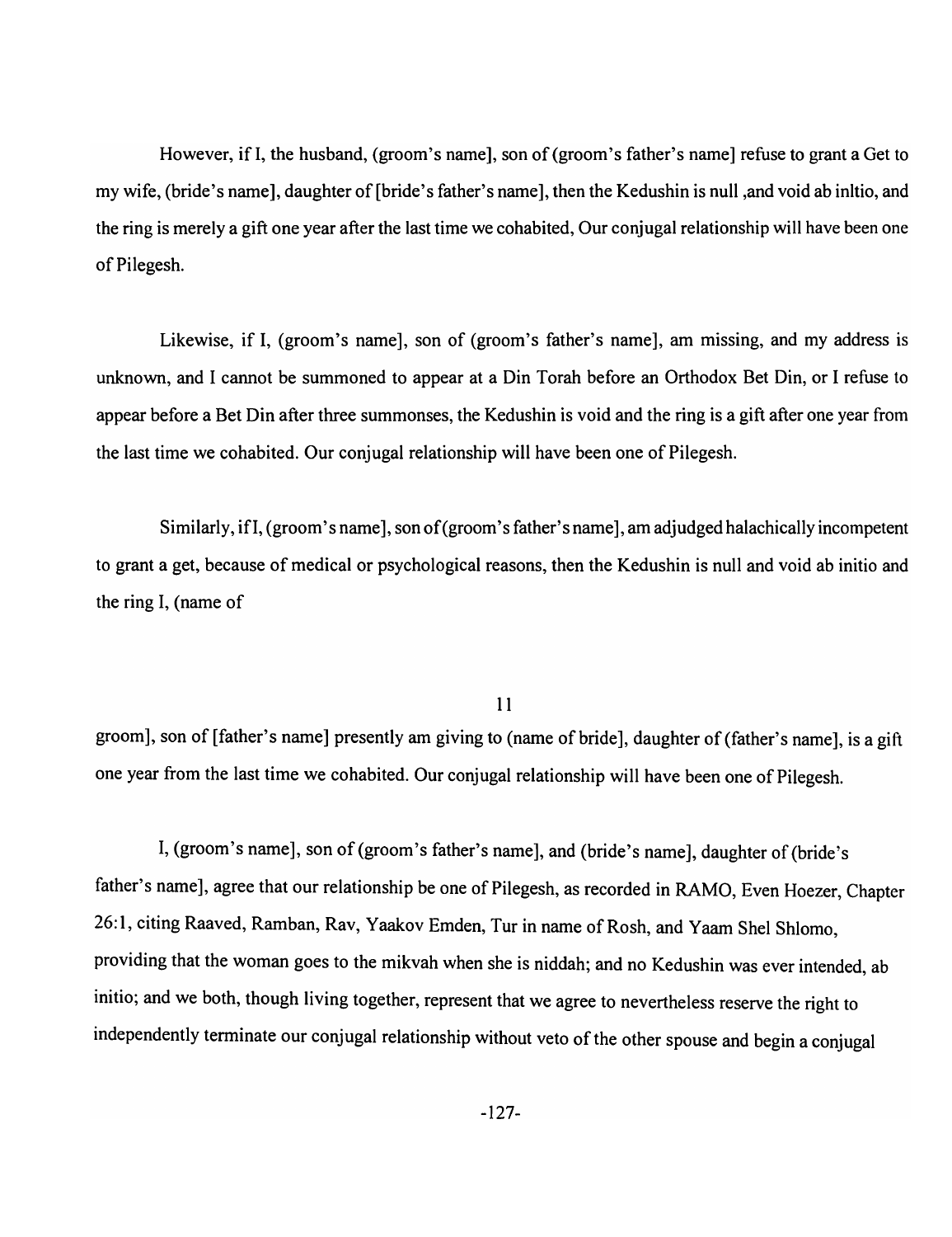However, if I, the husband, (groom's name], son of (groom's father's name] refuse to grant a Get to my wife, (bride's name], daughter of [bride's father's name], then the Kedushin is null ,and void ab inltio, and the ring is merely a gift one year after the last time we cohabited, Our conjugal relationship will have been one of Pilegesh.

Likewise, if I, (groom's name], son of (groom's father's name], am missing, and my address is unknown, and I cannot be summoned to appear at a Din Torah before an Orthodox Bet Din, or I refuse to appear before a Bet Din after three summonses, the Kedushin is void and the ring is a gift after one year from the last time we cohabited. Our conjugal relationship will have been one of Pilegesh.

Similarly, if I, (groom's name], son of (groom's father's name], am adjudged halachically incompetent to grant a get, because of medical or psychological reasons, then the Kedushin is null and void ab initio and the ring I, (name of groom], son of [father's name] presently am giving to (name of bride], daughter of (father's name], is a gift one year from the last time we cohabited. Our conjugal relationship will have been one of Pilegesh.

I, (groom's name], son of (groom's father's name], and (bride's name], daughter of (bride's father's name], agree that our relationship be one of Pilegesh, as recorded in RAMO, Even Hoezer, Chapter 26:1, citing Raaved, Ramban, Rav, Yaakov Emden, Tur in name of Rosh, and Yaam Shel Shlomo, providing that the woman goes to the mikvah when she is niddah; and no Kedushin was ever intended, ab initio; and we both, though living together, represent that we agree to nevertheless reserve the right to independently terminate our conjugal relationship without veto of the other spouse and begin a conjugal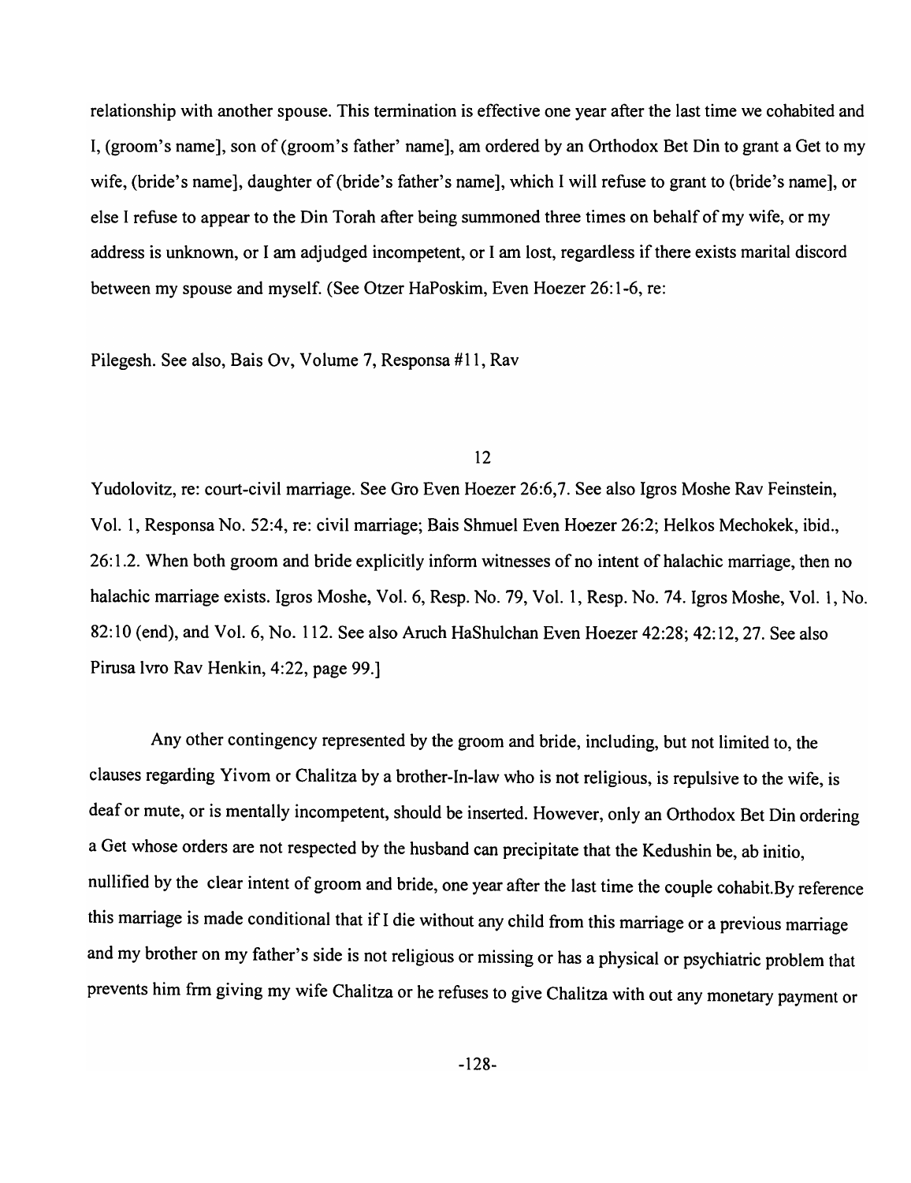relationship with another spouse. This termination is effective one year after the last time we cohabited and I, (groom's name], son of (groom's father' name], am ordered by an Orthodox Bet Din to grant a Get to my wife, (bride's name], daughter of (bride's father's name], which I will refuse to grant to (bride's name], or else I refuse to appear to the Din Torah after being summoned three times on behalf of my wife, or my address is unknown, or I am adjudged incompetent, or I am lost, regardless if there exists marital discord between my spouse and myself. (See Otzer HaPoskim, Even Hoezer 26:1-6, re:

Pilegesh. See also, Bais Ov, Volume 7, Responsa #11, Rav

12

Yudolovitz, re: court-civil marriage. See Gro Even Hoezer 26:6,7. See also Igros Moshe Rav Feinstein, Vol. 1, Responsa No. 52:4, re: civil marriage; Bais Shmuel Even Hoezer 26:2; Helkos Mechokek, ibid., 26:1.2. When both groom and bride explicitly inform witnesses of no intent of halachic marriage, then no halachic marriage exists. Igros Moshe, Vol. 6, Resp. No. 79, Vol. 1, Resp. No. 74. Igros Moshe, Vol. 1, No. 82:10 (end), and Vol. 6, No. 112. See also Aruch HaShulchan Even Hoezer 42:28; 42:12, 27. See also Pirusa Ivro Rav Henkin, 4:22, page 99.]

Any other contingency represented by the groom and bride, including, but not limited to, the clauses regarding Yivom or Chalitza by a brother-In-law who is not religious, is repulsive to the wife, is deaf or mute, or is mentally incompetent, should be inserted. However, only an Orthodox Bet Din ordering a Get whose orders are not respected by the husband can precipitate that the Kedushin be, ab initio, nullified by the clear intent of groom and bride, one year after the last time the couple cohabit.By reference this marriage is made conditional that if I die without any child from this marriage or a previous marriage and my brother on my father's side is not religious or missing or has a physical or psychiatric problem that prevents him frm giving my wife Chalitza or he refuses to give Chalitza with out any monetary payment or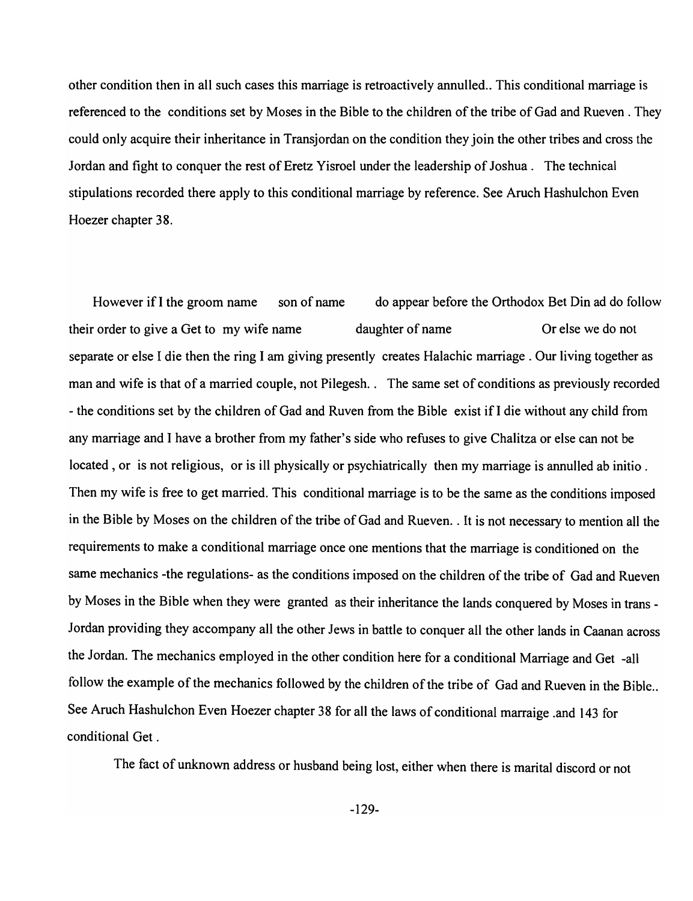other condition then in all such cases this marriage is retroactively annulled.. This conditional marriage is referenced to the conditions set by Moses in the Bible to the children of the tribe of Gad and Rueven . They could only acquire their inheritance in Transjordan on the condition they join the other tribes and cross the Jordan and fight to conquer the rest of Eretz Yisroel under the leadership of Joshua . The technical stipulations recorded there apply to this conditional marriage by reference. See Aruch Hashulchon Even Hoezer chapter 38.

However if I the groom name son of name do appear before the Orthodox Bet Din ad do follow their order to give a Get to my wife name daughter of name Or else we do not separate or else I die then the ring I am giving presently creates Halachic marriage . Our living together as man and wife is that of a married couple, not Pilegesh. . The same set of conditions as previously recorded - the conditions set by the children of Gad and Ruven from the Bible exist if I die without any child from any marriage and I have a brother from my father's side who refuses to give Chalitza or else can not be located , or is not religious, or is ill physically or psychiatrically then my marriage is annulled ab initio . Then my wife is free to get married. This conditional marriage is to be the same as the conditions imposed in the Bible by Moses on the children of the tribe of Gad and Rueven. . It is not necessary to mention all the requirements to make a conditional marriage once one mentions that the marriage is conditioned on the same mechanics -the regulations- as the conditions imposed on the children of the tribe of Gad and Rueven by Moses in the Bible when they were granted as their inheritance the lands conquered by Moses in trans - Jordan providing they accompany all the other Jews in battle to conquer all the other lands in Caanan across the Jordan. The mechanics employed in the other condition here for a conditional Marriage and Get -all follow the example of the mechanics followed by the children of the tribe of Gad and Rueven in the Bible.. See Aruch Hashulchon Even Hoezer chapter 38 for all the laws of conditional marraige .and 143 for conditional Get .

The fact of unknown address or husband being lost, either when there is marital discord or not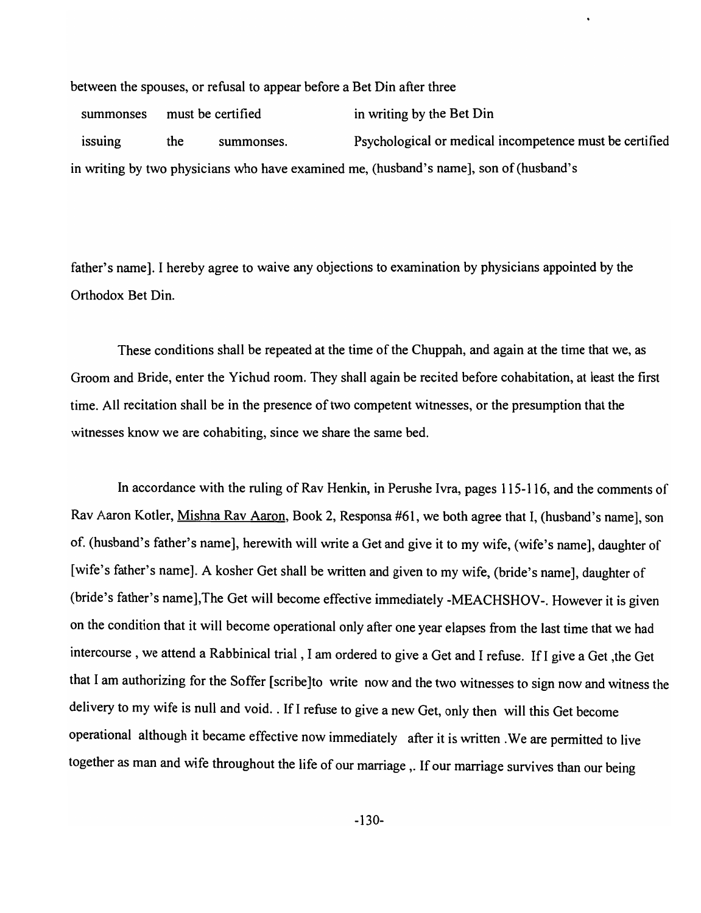between the spouses, or refusal to appear before a Bet Din after three summonses must be certified in writing by the Bet Din issuing the summonses. Psychological or medical incompetence must be certified in writing by two physicians who have examined me, (husband's name], son of (husband's father's name]. I hereby agree to waive any objections to examination by physicians appointed by the Orthodox Bet Din.

These conditions shall be repeated at the time of the Chuppah, and again at the time that we, as Groom and Bride, enter the Yichud room. They shall again be recited before cohabitation, at least the first time. All recitation shall be in the presence of two competent witnesses, or the presumption that the witnesses know we are cohabiting, since we share the same bed.

In accordance with the ruling of Rav Henkin, in Perushe Ivra, pages 115-116, and the comments of Rav Aaron Kotler, Mishna Rav Aaron, Book 2, Responsa #61, we both agree that I, (husband's name], son of. (husband's father's name], herewith will write a Get and give it to my wife, (wife's name], daughter of [wife's father's name]. A kosher Get shall be written and given to my wife, (bride's name], daughter of (bride's father's name],The Get will become effective immediately -MEACHSHOV-. However it is given on the condition that it will become operational only after one year elapses from the last time that we had intercourse , we attend a Rabbinical trial , I am ordered to give a Get and I refuse. If I give a Get ,the Get that I am authorizing for the Soffer [scribe]to write now and the two witnesses to sign now and witness the delivery to my wife is null and void. . If I refuse to give a new Get, only then will this Get become operational although it became effective now immediately after it is written .We are permitted to live together as man and wife throughout the life of our marriage ,. If our marriage survives than our being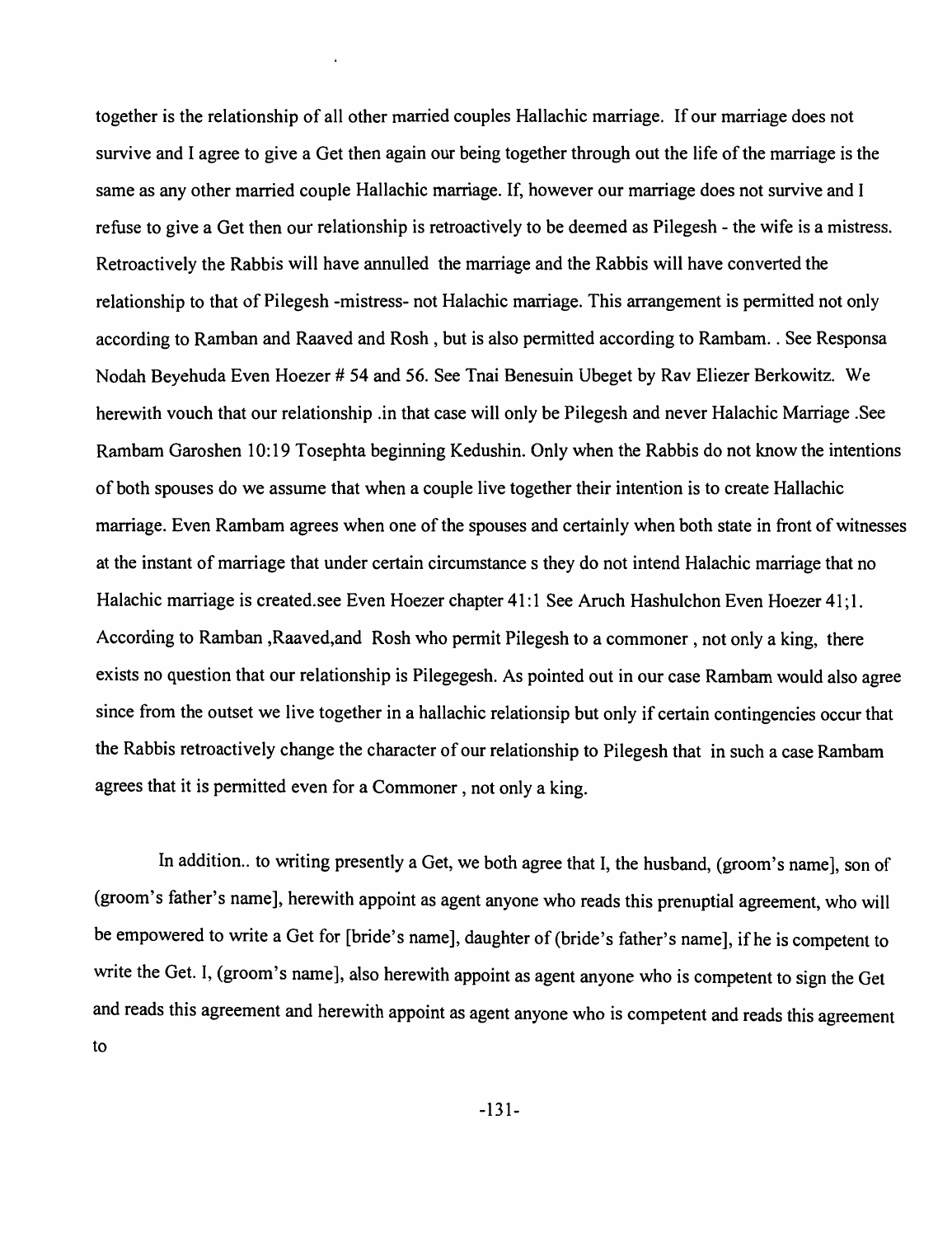together is the relationship of all other married couples Hallachic marriage. If our marriage does not survive and I agree to give a Get then again our being together through out the life of the marriage is the same as any other married couple Hallachic marriage. If, however our marriage does not survive and I refuse to give a Get then our relationship is retroactively to be deemed as Pilegesh - the wife is a mistress. Retroactively the Rabbis will have annulled the marriage and the Rabbis will have converted the relationship to that of Pilegesh -mistress- not Halachic marriage. This arrangement is permitted not only according to Ramban and Raaved and Rosh , but is also permitted according to Rambam. . See Responsa Nodah Beyehuda Even Hoezer # 54 and 56. See Tnai Benesuin Ubeget by Rav Eliezer Berkowitz. We herewith vouch that our relationship .in that case will only be Pilegesh and never Halachic Marriage .See Rambam Garoshen 10:19 Tosephta beginning Kedushin. Only when the Rabbis do not know the intentions of both spouses do we assume that when a couple live together their intention is to create Hallachic marriage. Even Rambam agrees when one of the spouses and certainly when both state in front of witnesses at the instant of marriage that under certain circumstance s they do not intend Halachic marriage that no Halachic marriage is created.see Even Hoezer chapter 41:1 See Aruch Hashulchon Even Hoezer 41;1. According to Ramban ,Raaved,and Rosh who permit Pilegesh to a commoner , not only a king, there exists no question that our relationship is Pilegegesh. As pointed out in our case Rambam would also agree since from the outset we live together in a hallachic relationsip but only if certain contingencies occur that the Rabbis retroactively change the character of our relationship to Pilegesh that in such a case Rambam agrees that it is permitted even for a Commoner , not only a king.

In addition.. to writing presently a Get, we both agree that I, the husband, (groom's name], son of (groom's father's name], herewith appoint as agent anyone who reads this prenuptial agreement, who will be empowered to write a Get for [bride's name], daughter of (bride's father's name], if he is competent to write the Get. I, (groom's name], also herewith appoint as agent anyone who is competent to sign the Get and reads this agreement and herewith appoint as agent anyone who is competent and reads this agreement to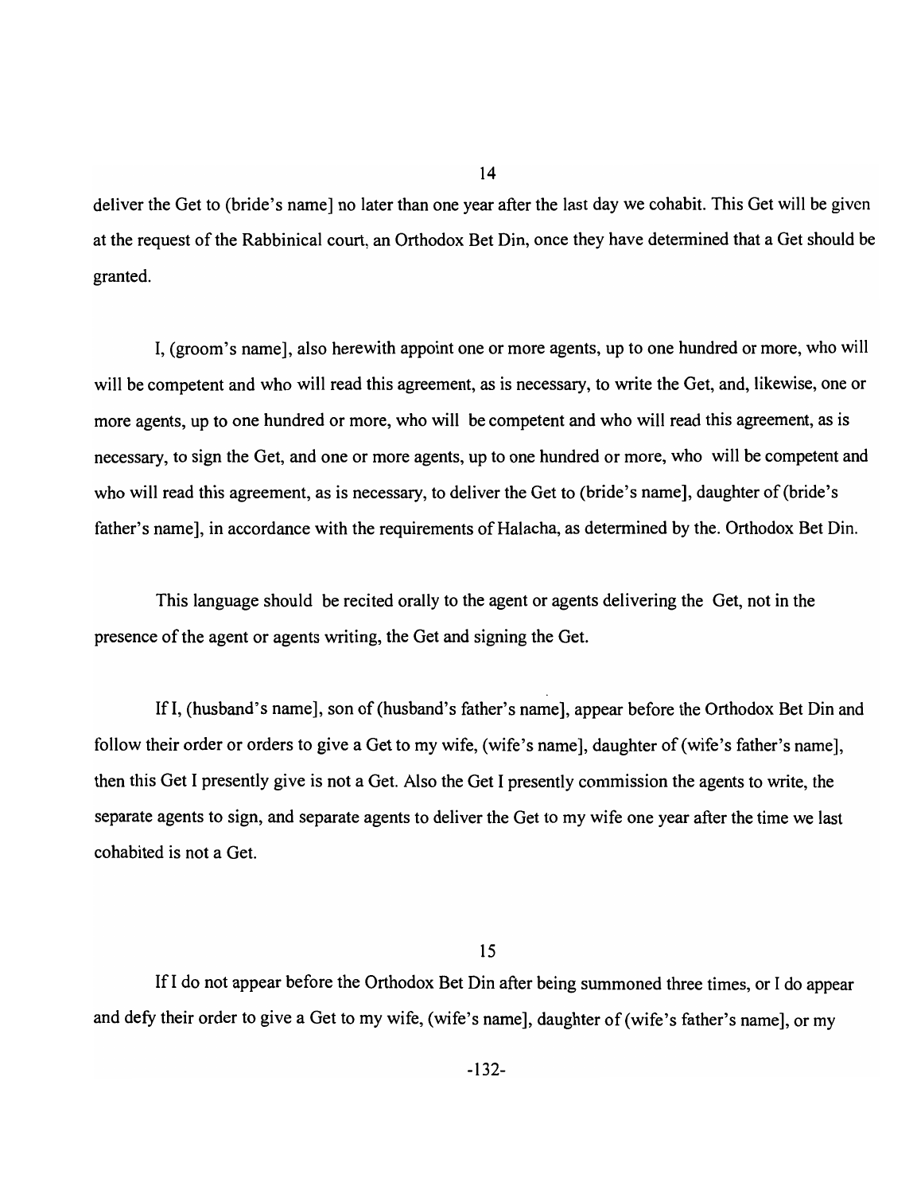14

deliver the Get to (bride's name] no later than one year after the last day we cohabit. This Get will be given at the request of the Rabbinical court, an Orthodox Bet Din, once they have determined that a Get should be granted.

I, (groom's name], also herewith appoint one or more agents, up to one hundred or more, who will will be competent and who will read this agreement, as is necessary, to write the Get, and, likewise, one or more agents, up to one hundred or more, who will be competent and who will read this agreement, as is necessary, to sign the Get, and one or more agents, up to one hundred or more, who will be competent and who will read this agreement, as is necessary, to deliver the Get to (bride's name], daughter of (bride's father's name], in accordance with the requirements of Halacha, as determined by the. Orthodox Bet Din.

This language should be recited orally to the agent or agents delivering the Get, not in the presence of the agent or agents writing, the Get and signing the Get.

If I, (husband's name], son of (husband's father's name], appear before the Orthodox Bet Din and follow their order or orders to give a Get to my wife, (wife's name], daughter of (wife's father's name], then this Get I presently give is not a Get. Also the Get I presently commission the agents to write, the separate agents to sign, and separate agents to deliver the Get to my wife one year after the time we last cohabited is not a Get.

15

If I do not appear before the Orthodox Bet Din after being summoned three times, or I do appear and defy their order to give a Get to my wife, (wife's name], daughter of (wife's father's name], or my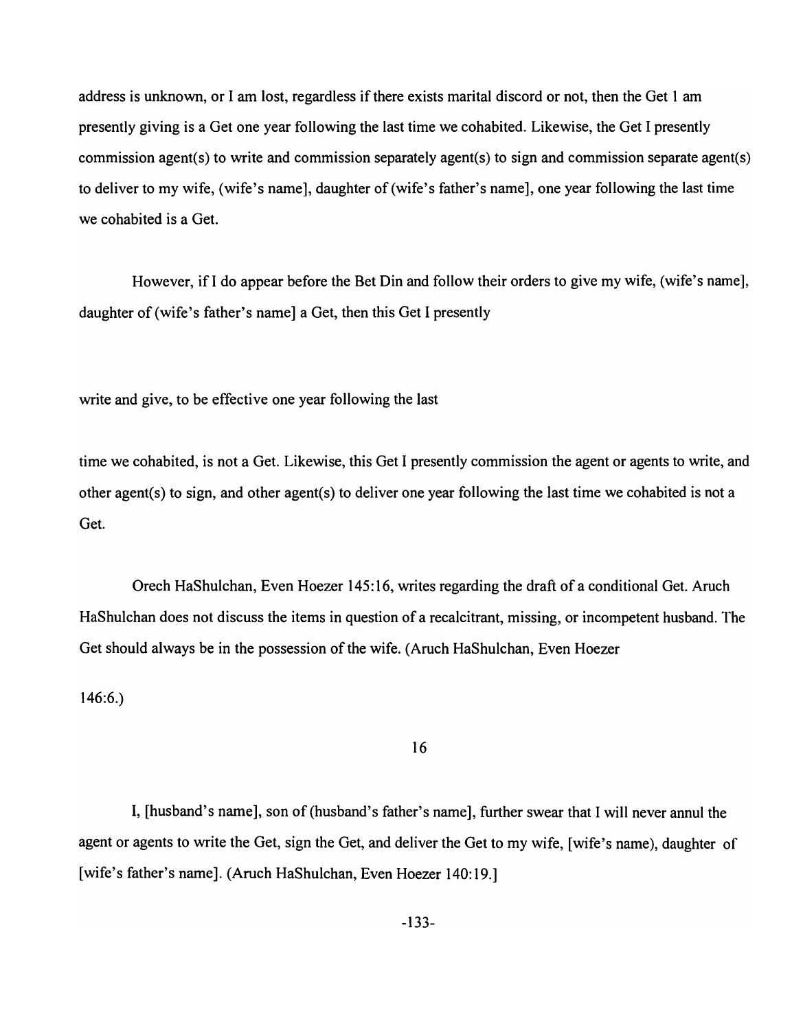address is unknown, or I am lost, regardless if there exists marital discord or not, then the Get 1 am presently giving is a Get one year following the last time we cohabited. Likewise, the Get I presently commission agent(s) to write and commission separately agent(s) to sign and commission separate agent(s) to deliver to my wife, (wife's name], daughter of (wife's father's name], one year following the last time we cohabited is a Get.

However, if I do appear before the Bet Din and follow their orders to give my wife, (wife's name], daughter of (wife's father's name] a Get, then this Get I presently

write and give, to be effective one year following the last

time we cohabited, is not a Get. Likewise, this Get I presently commission the agent or agents to write, and other agent(s) to sign, and other agent(s) to deliver one year following the last time we cohabited is not a Get.

Orech HaShulchan, Even Hoezer 145:16, writes regarding the draft of a conditional Get. Aruch HaShulchan does not discuss the items in question of a recalcitrant, missing, or incompetent husband. The Get should always be in the possession of the wife. (Aruch HaShulchan, Even Hoezer 146:6.)

16

I, [husband's name], son of (husband's father's name], further swear that I will never annul the agent or agents to write the Get, sign the Get, and deliver the Get to my wife, [wife's name), daughter of [wife's father's name]. (Aruch HaShulchan, Even Hoezer 140:19.]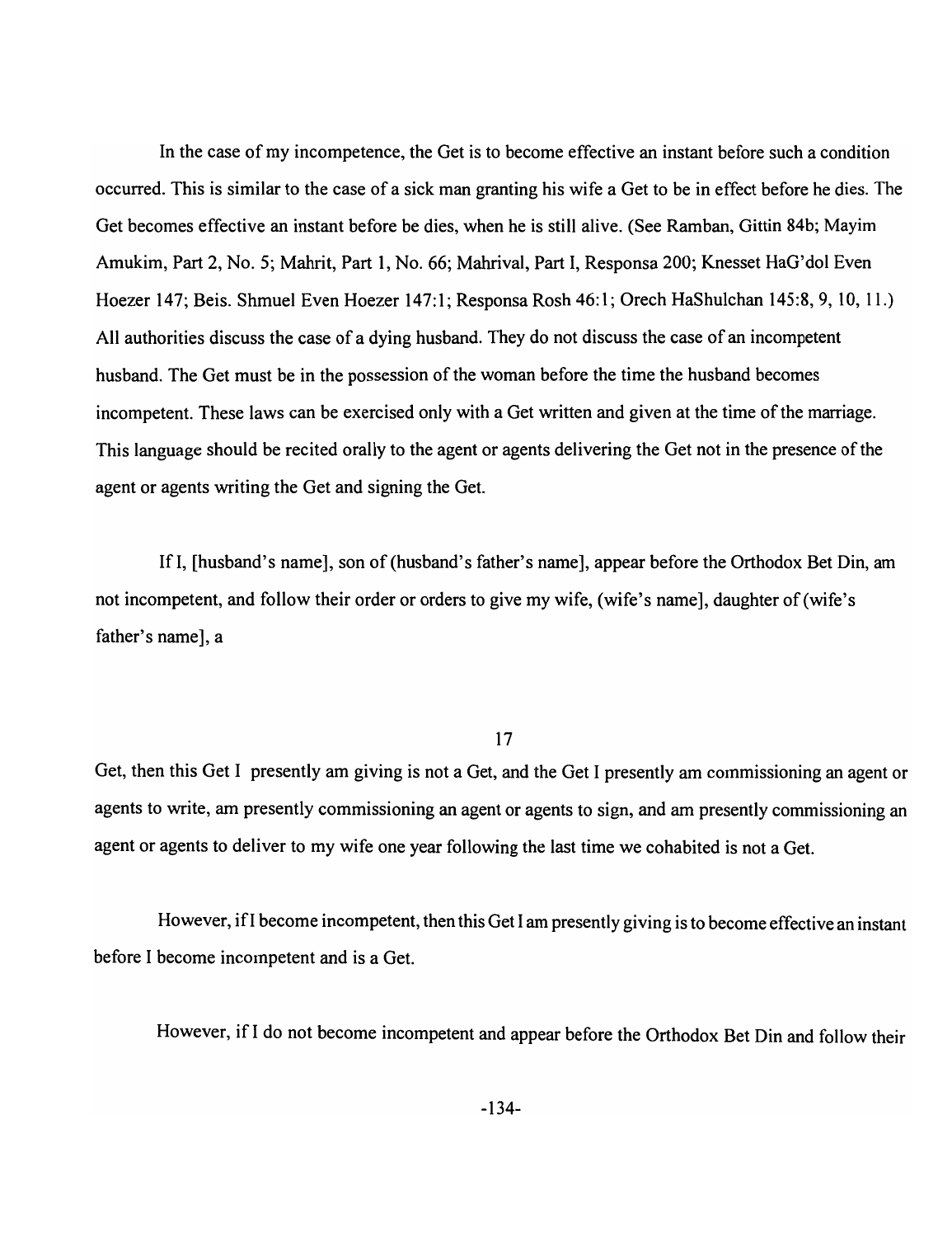In the case of my incompetence, the Get is to become effective an instant before such a condition occurred. This is similar to the case of a sick man granting his wife a Get to be in effect before he dies. The Get becomes effective an instant before be dies, when he is still alive. (See Ramban, Gittin 84b; Mayim Amukim, Part 2, No. 5; Mahrit, Part 1, No. 66; Mahrival, Part I, Responsa 200; Knesset HaG'dol Even Hoezer 147; Beis. Shmuel Even Hoezer 147:1; Responsa Rosh 46:1; Orech HaShulchan 145:8, 9, 10, 11.) All authorities discuss the case of a dying husband. They do not discuss the case of an incompetent husband. The Get must be in the possession of the woman before the time the husband becomes incompetent. These laws can be exercised only with a Get written and given at the time of the marriage. This language should be recited orally to the agent or agents delivering the Get not in the presence of the agent or agents writing the Get and signing the Get.

If I, [husband's name], son of (husband's father's name], appear before the Orthodox Bet Din, am not incompetent, and follow their order or orders to give my wife, (wife's name], daughter of (wife's father's name], a

Get, then this Get I presently am giving is not a Get, and the Get I presently am commissioning an agent or agents to write, am presently commissioning an agent or agents to sign, and am presently commissioning an agent or agents to deliver to my wife one year following the last time we cohabited is not a Get.

However, if I become incompetent, then this Get I am presently giving is to become effective an instant before I become incompetent and is a Get.

However, if I do not become incompetent and appear before the Orthodox Bet Din and follow their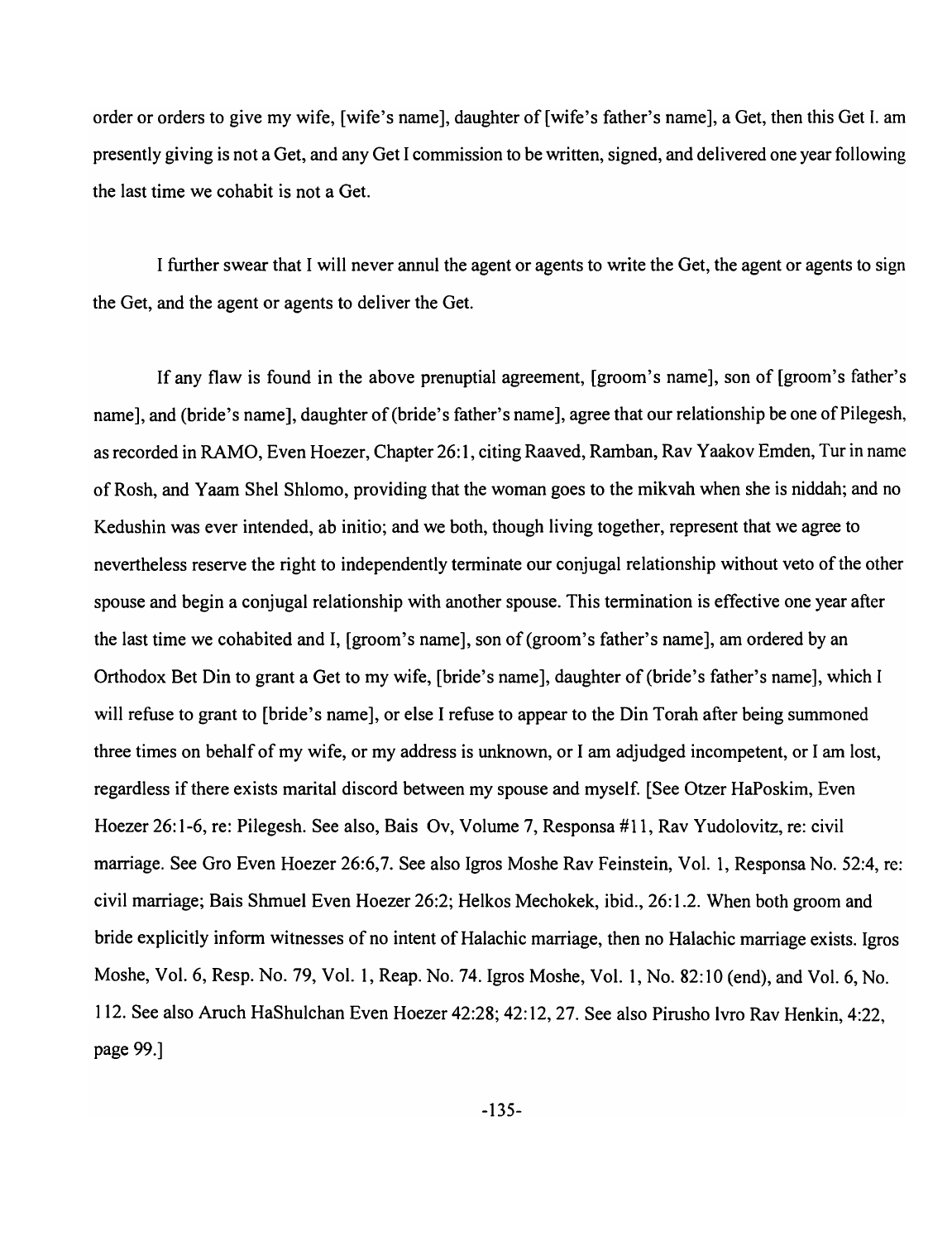order or orders to give my wife, [wife's name], daughter of [wife's father's name], a Get, then this Get I. am presently giving is not a Get, and any Get I commission to be written, signed, and delivered one year following the last time we cohabit is not a Get.

I further swear that I will never annul the agent or agents to write the Get, the agent or agents to sign the Get, and the agent or agents to deliver the Get.

If any flaw is found in the above prenuptial agreement, [groom's name], son of [groom's father's name], and (bride's name], daughter of (bride's father's name], agree that our relationship be one of Pilegesh, as recorded in RAMO, Even Hoezer, Chapter 26:1, citing Raaved, Ramban, Rav Yaakov Emden, Tur in name of Rosh, and Yaam Shel Shlomo, providing that the woman goes to the mikvah when she is niddah; and no Kedushin was ever intended, ab initio; and we both, though living together, represent that we agree to nevertheless reserve the right to independently terminate our conjugal relationship without veto of the other spouse and begin a conjugal relationship with another spouse. This termination is effective one year after the last time we cohabited and I, [groom's name], son of (groom's father's name], am ordered by an Orthodox Bet Din to grant a Get to my wife, [bride's name], daughter of (bride's father's name], which I will refuse to grant to [bride's name], or else I refuse to appear to the Din Torah after being summoned three times on behalf of my wife, or my address is unknown, or I am adjudged incompetent, or I am lost, regardless if there exists marital discord between my spouse and myself. [See Otzer HaPoskim, Even Hoezer 26:1-6, re: Pilegesh. See also, Bais Ov, Volume 7, Responsa #11, Rav Yudolovitz, re: civil marriage. See Gro Even Hoezer 26:6,7. See also Igros Moshe Rav Feinstein, Vol. 1, Responsa No. 52:4, re: civil marriage; Bais Shmuel Even Hoezer 26:2; Helkos Mechokek, ibid., 26:1.2. When both groom and bride explicitly inform witnesses of no intent of Halachic marriage, then no Halachic marriage exists. Igros Moshe, Vol. 6, Resp. No. 79, Vol. 1, Reap. No. 74. Igros Moshe, Vol. 1, No. 82:10 (end), and Vol. 6, No. 112. See also Aruch HaShulchan Even Hoezer 42:28; 42:12, 27. See also Pirusho Ivro Rav Henkin, 4:22, page 99.]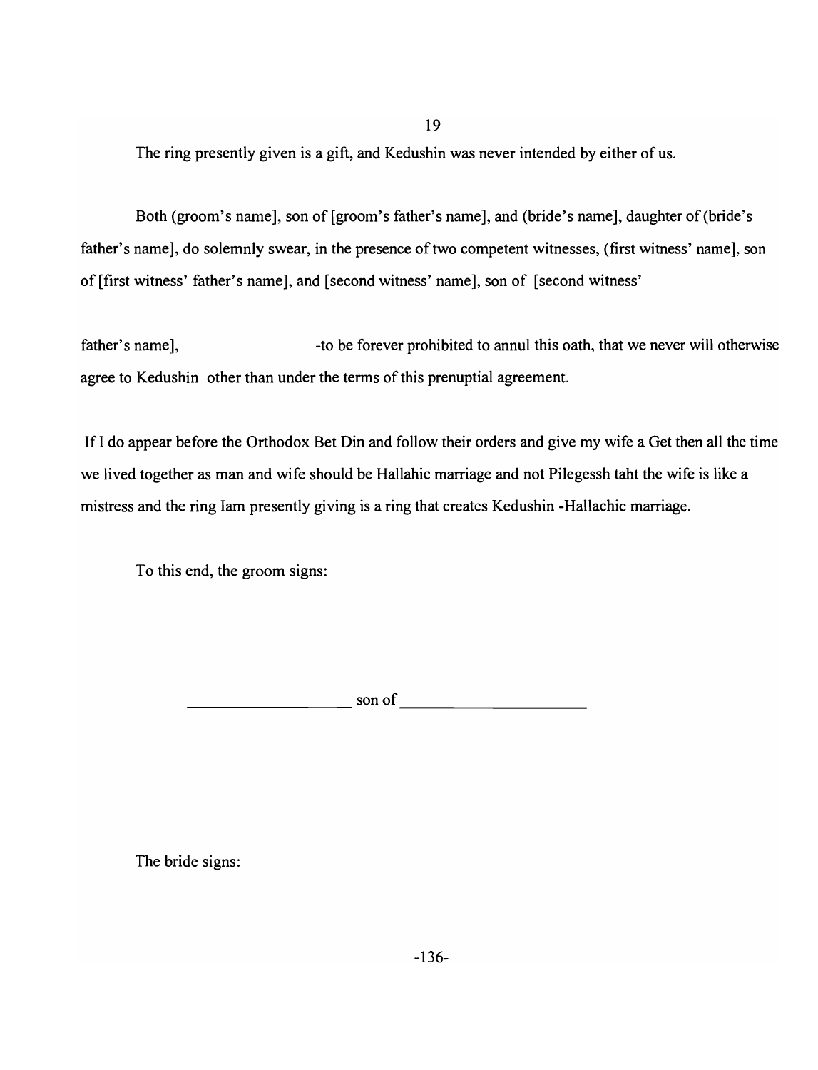The ring presently given is a gift, and Kedushin was never intended by either of us.

Both (groom's name], son of [groom's father's name], and (bride's name], daughter of (bride's father's name], do solemnly swear, in the presence of two competent witnesses, (first witness' name], son of [first witness' father's name], and [second witness' name], son of [second witness' father's name], -to be forever prohibited to annul this oath, that we never will otherwise agree to Kedushin other than under the terms of this prenuptial agreement.

If I do appear before the Orthodox Bet Din and follow their orders and give my wife a Get then all the time we lived together as man and wife should be Hallahic marriage and not Pilegessh taht the wife is like a mistress and the ring Iam presently giving is a ring that creates Kedushin -Hallachic marriage.

To this end, the groom signs:

\_\_\_\_\_\_\_\_\_\_\_\_\_\_\_\_\_\_\_\_ son of \_\_\_\_\_\_\_\_\_\_\_\_\_\_\_\_\_\_\_\_\_\_\_

The bride signs: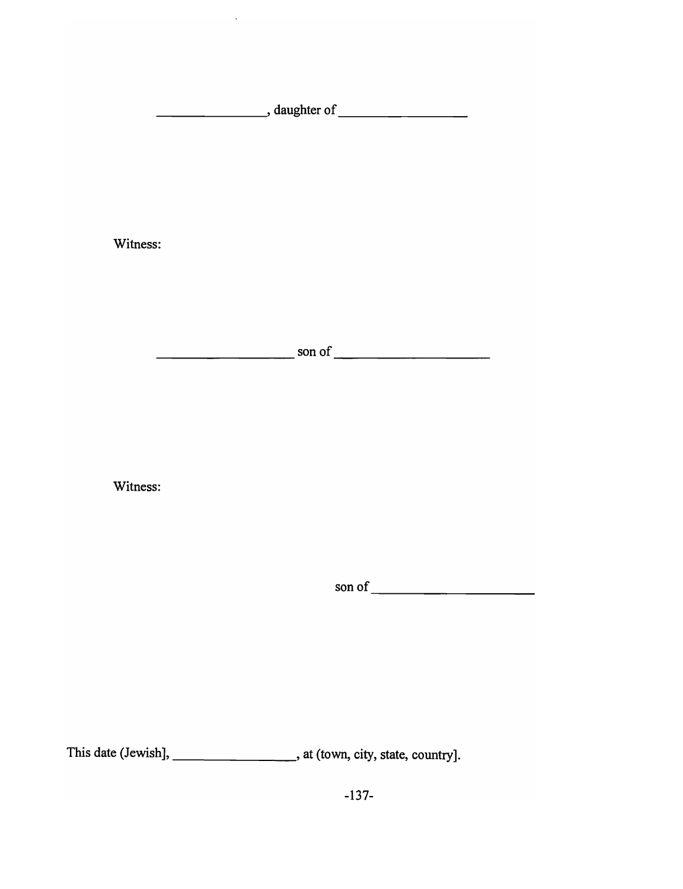_______________, daughter of _________________

Witness:

__________________ son of ____________________

Witness:

son of _____________________

This date (Jewish], _________________, at (town, city, state, country].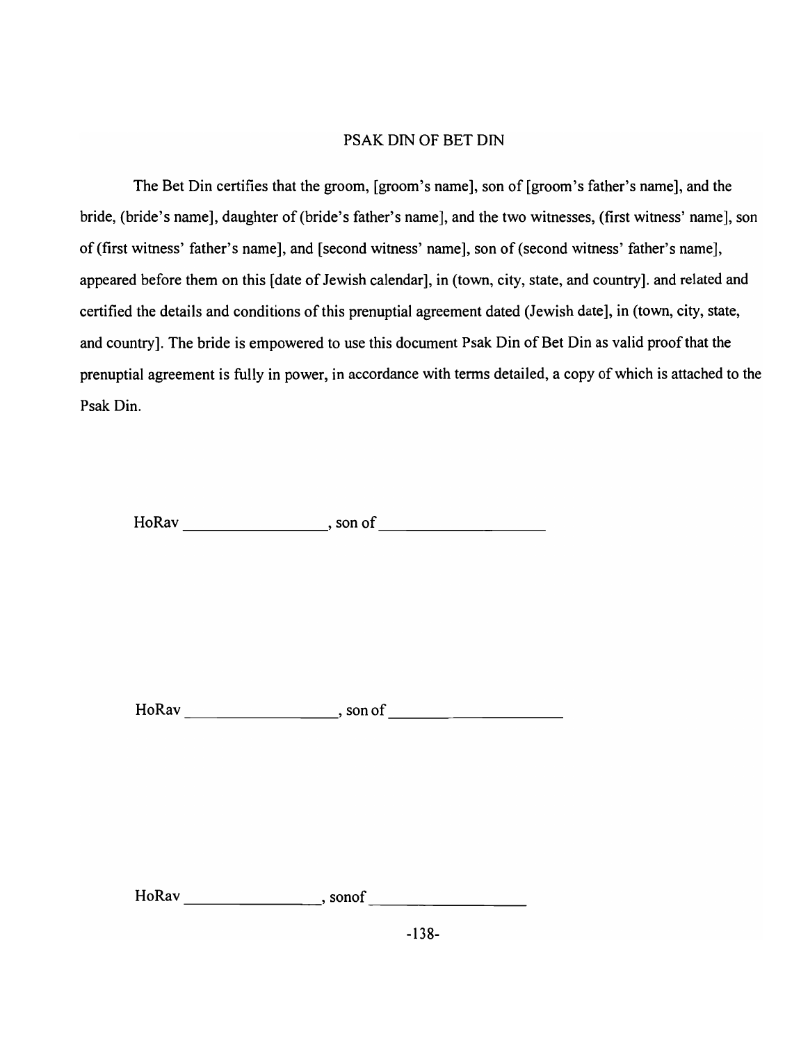# PSAK DIN OF BET DIN

The Bet Din certifies that the groom, [groom's name], son of [groom's father's name], and the bride, (bride's name], daughter of (bride's father's name], and the two witnesses, (first witness' name], son of (first witness' father's name], and [second witness' name], son of (second witness' father's name], appeared before them on this [date of Jewish calendar], in (town, city, state, and country]. and related and certified the details and conditions of this prenuptial agreement dated (Jewish date], in (town, city, state, and country]. The bride is empowered to use this document Psak Din of Bet Din as valid proof that the prenuptial agreement is fully in power, in accordance with terms detailed, a copy of which is attached to the Psak Din.

HoRav ________________, son of ___________________

HoRav _________________, son of ____________________

HoRav _______________, sonof __________________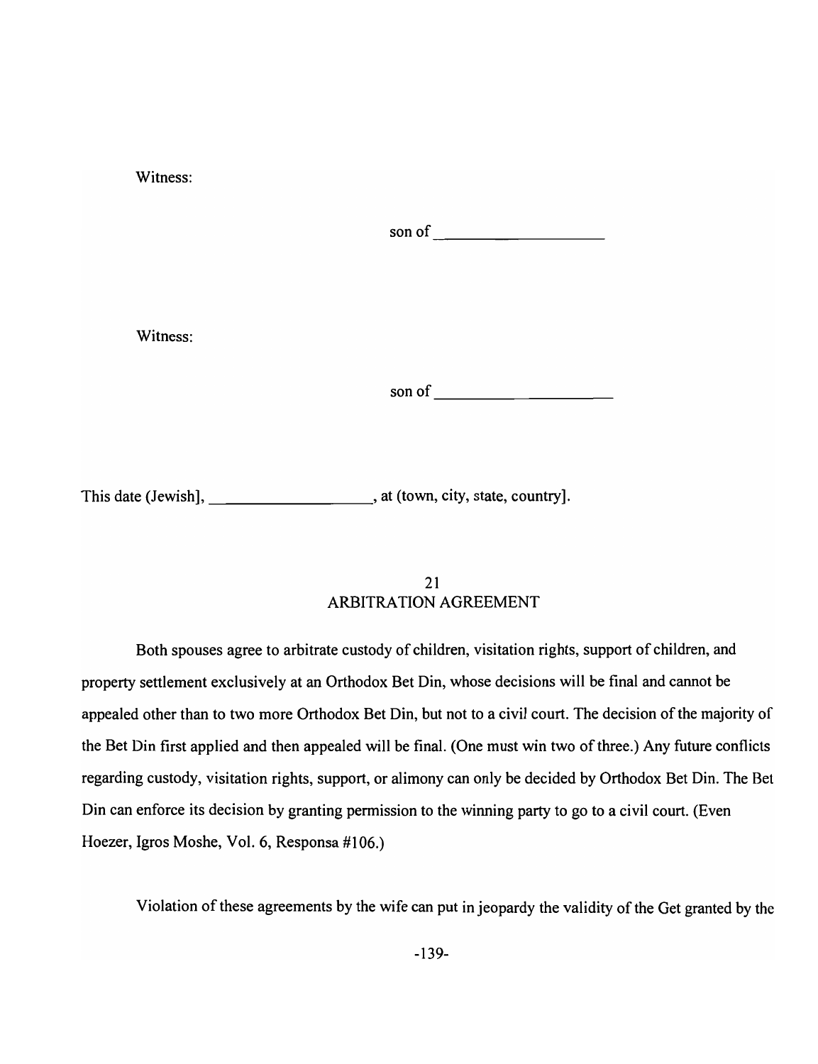Witness:

son of ____________________

Witness:

son of ____________________

This date (Jewish], ____________________, at (town, city, state, country].

## 21
## ARBITRATION AGREEMENT

Both spouses agree to arbitrate custody of children, visitation rights, support of children, and property settlement exclusively at an Orthodox Bet Din, whose decisions will be final and cannot be appealed other than to two more Orthodox Bet Din, but not to a civil court. The decision of the majority of the Bet Din first applied and then appealed will be final. (One must win two of three.) Any future conflicts regarding custody, visitation rights, support, or alimony can only be decided by Orthodox Bet Din. The Bet Din can enforce its decision by granting permission to the winning party to go to a civil court. (Even Hoezer, Igros Moshe, Vol. 6, Responsa #106.)

Violation of these agreements by the wife can put in jeopardy the validity of the Get granted by the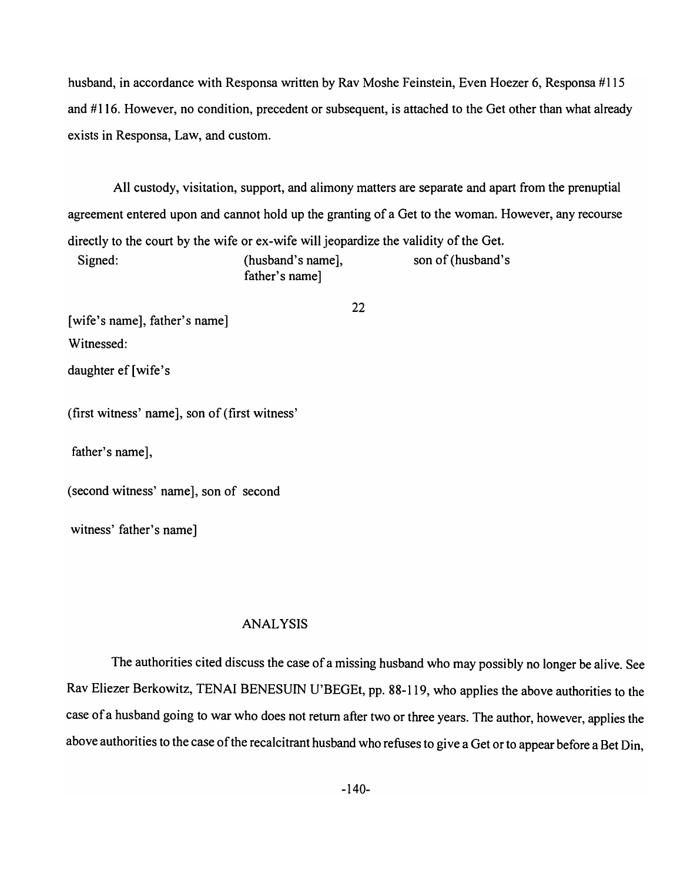husband, in accordance with Responsa written by Rav Moshe Feinstein, Even Hoezer 6, Responsa #115 and #116. However, no condition, precedent or subsequent, is attached to the Get other than what already exists in Responsa, Law, and custom.

All custody, visitation, support, and alimony matters are separate and apart from the prenuptial agreement entered upon and cannot hold up the granting of a Get to the woman. However, any recourse directly to the court by the wife or ex-wife will jeopardize the validity of the Get.

Signed: (husband's name], son of (husband's father's name]

22

[wife's name], father's name]

Witnessed:

daughter ef [wife's

(first witness' name], son of (first witness'

father's name],

(second witness' name], son of second

witness' father's name]

## ANALYSIS

The authorities cited discuss the case of a missing husband who may possibly no longer be alive. See Rav Eliezer Berkowitz, TENAI BENESUIN U'BEGEt, pp. 88-119, who applies the above authorities to the case of a husband going to war who does not return after two or three years. The author, however, applies the above authorities to the case of the recalcitrant husband who refuses to give a Get or to appear before a Bet Din,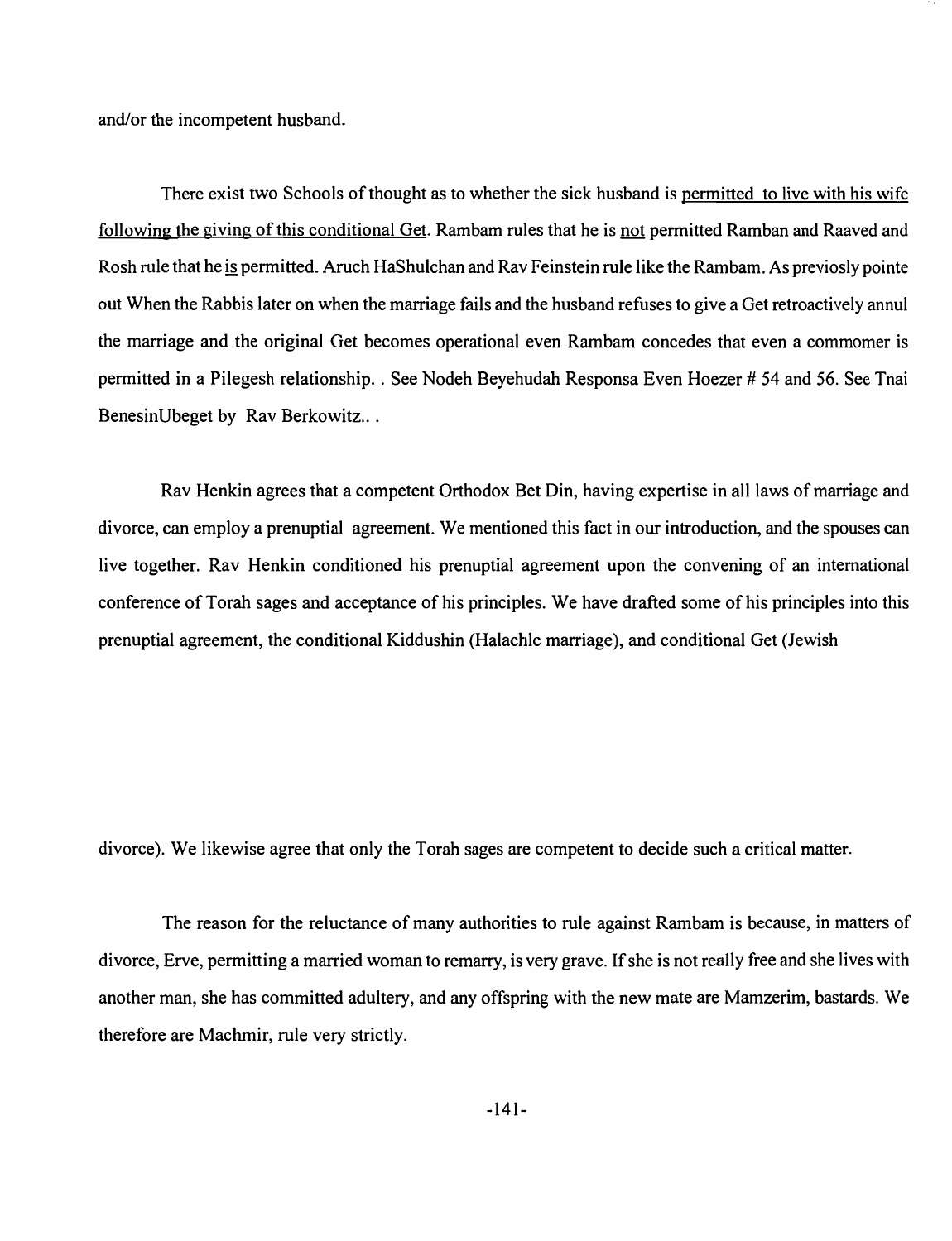and/or the incompetent husband.

There exist two Schools of thought as to whether the sick husband is permitted to live with his wife following the giving of this conditional Get. Rambam rules that he is not permitted Ramban and Raaved and Rosh rule that he is permitted. Aruch HaShulchan and Rav Feinstein rule like the Rambam. As previosly pointe out When the Rabbis later on when the marriage fails and the husband refuses to give a Get retroactively annul the marriage and the original Get becomes operational even Rambam concedes that even a commomer is permitted in a Pilegesh relationship. . See Nodeh Beyehudah Responsa Even Hoezer # 54 and 56. See Tnai BenesinUbeget by Rav Berkowitz.. .

Rav Henkin agrees that a competent Orthodox Bet Din, having expertise in all laws of marriage and divorce, can employ a prenuptial agreement. We mentioned this fact in our introduction, and the spouses can live together. Rav Henkin conditioned his prenuptial agreement upon the convening of an international conference of Torah sages and acceptance of his principles. We have drafted some of his principles into this prenuptial agreement, the conditional Kiddushin (Halachlc marriage), and conditional Get (Jewish divorce). We likewise agree that only the Torah sages are competent to decide such a critical matter.

The reason for the reluctance of many authorities to rule against Rambam is because, in matters of divorce, Erve, permitting a married woman to remarry, is very grave. If she is not really free and she lives with another man, she has committed adultery, and any offspring with the new mate are Mamzerim, bastards. We therefore are Machmir, rule very strictly.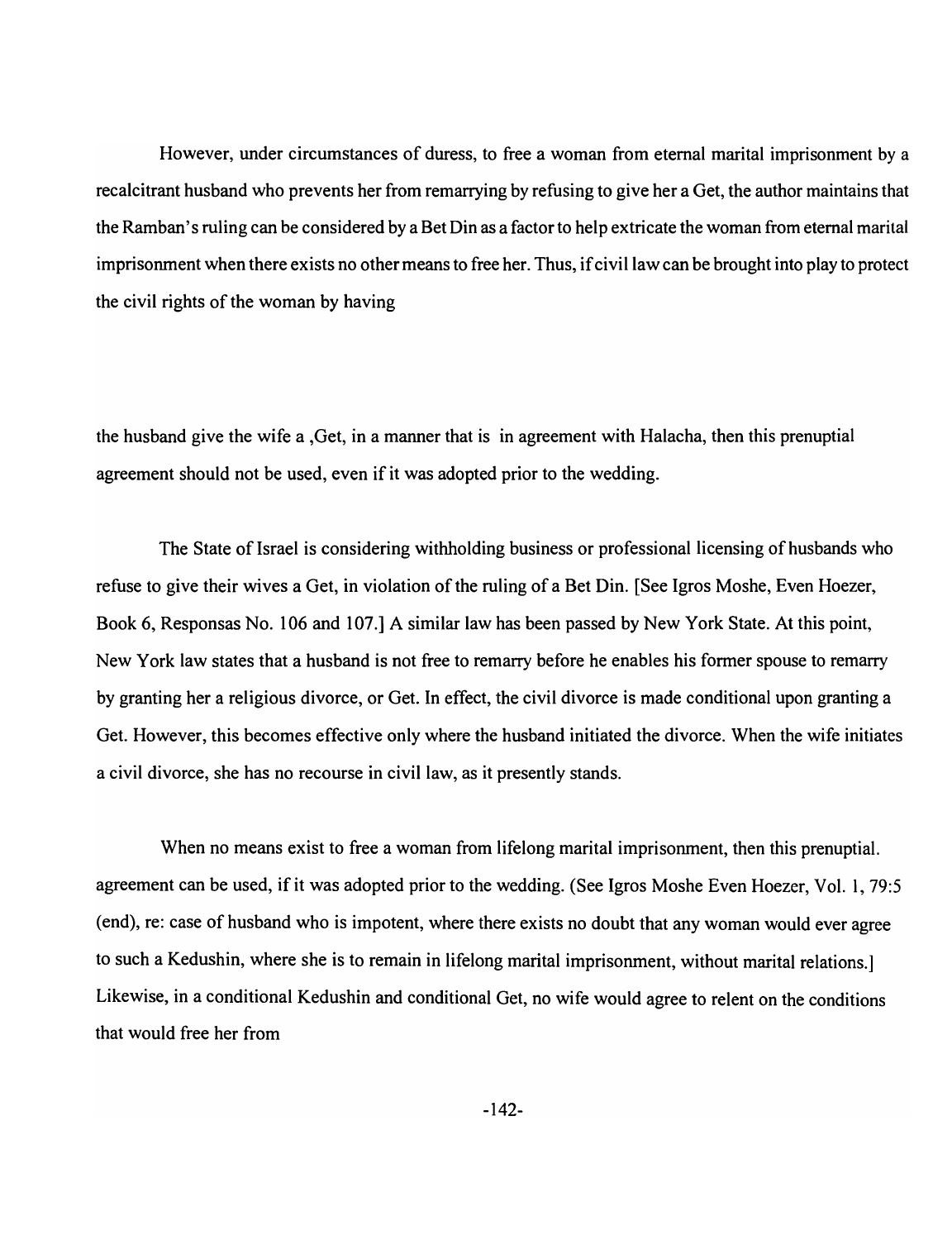However, under circumstances of duress, to free a woman from eternal marital imprisonment by a recalcitrant husband who prevents her from remarrying by refusing to give her a Get, the author maintains that the Ramban's ruling can be considered by a Bet Din as a factor to help extricate the woman from eternal marital imprisonment when there exists no other means to free her. Thus, if civil law can be brought into play to protect the civil rights of the woman by having

the husband give the wife a ,Get, in a manner that is in agreement with Halacha, then this prenuptial agreement should not be used, even if it was adopted prior to the wedding.

The State of Israel is considering withholding business or professional licensing of husbands who refuse to give their wives a Get, in violation of the ruling of a Bet Din. [See Igros Moshe, Even Hoezer, Book 6, Responsas No. 106 and 107.] A similar law has been passed by New York State. At this point, New York law states that a husband is not free to remarry before he enables his former spouse to remarry by granting her a religious divorce, or Get. In effect, the civil divorce is made conditional upon granting a Get. However, this becomes effective only where the husband initiated the divorce. When the wife initiates a civil divorce, she has no recourse in civil law, as it presently stands.

When no means exist to free a woman from lifelong marital imprisonment, then this prenuptial. agreement can be used, if it was adopted prior to the wedding. (See Igros Moshe Even Hoezer, Vol. 1, 79:5 (end), re: case of husband who is impotent, where there exists no doubt that any woman would ever agree to such a Kedushin, where she is to remain in lifelong marital imprisonment, without marital relations.] Likewise, in a conditional Kedushin and conditional Get, no wife would agree to relent on the conditions that would free her from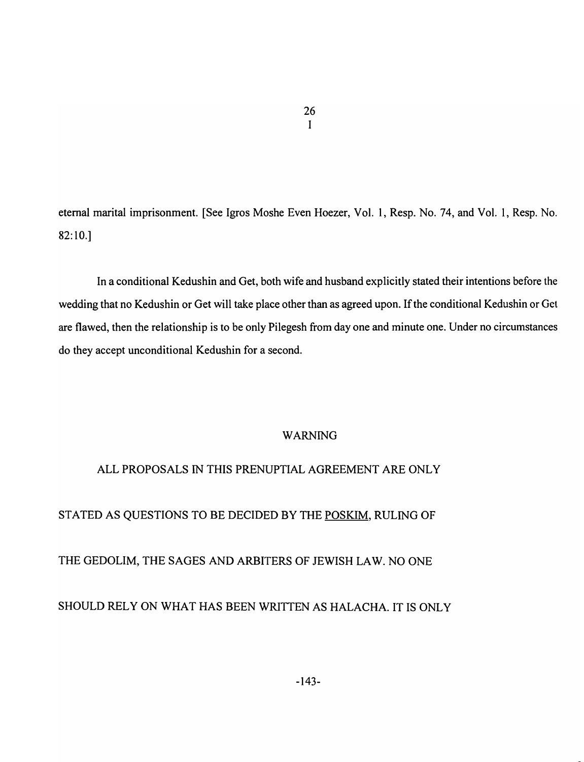eternal marital imprisonment. [See Igros Moshe Even Hoezer, Vol. 1, Resp. No. 74, and Vol. 1, Resp. No. 82:10.]

In a conditional Kedushin and Get, both wife and husband explicitly stated their intentions before the wedding that no Kedushin or Get will take place other than as agreed upon. If the conditional Kedushin or Get are flawed, then the relationship is to be only Pilegesh from day one and minute one. Under no circumstances do they accept unconditional Kedushin for a second.

WARNING

ALL PROPOSALS IN THIS PRENUPTIAL AGREEMENT ARE ONLY STATED AS QUESTIONS TO BE DECIDED BY THE <u>POSKIM</u>, RULING OF THE GEDOLIM, THE SAGES AND ARBITERS OF JEWISH LAW. NO ONE SHOULD RELY ON WHAT HAS BEEN WRITTEN AS HALACHA. IT IS ONLY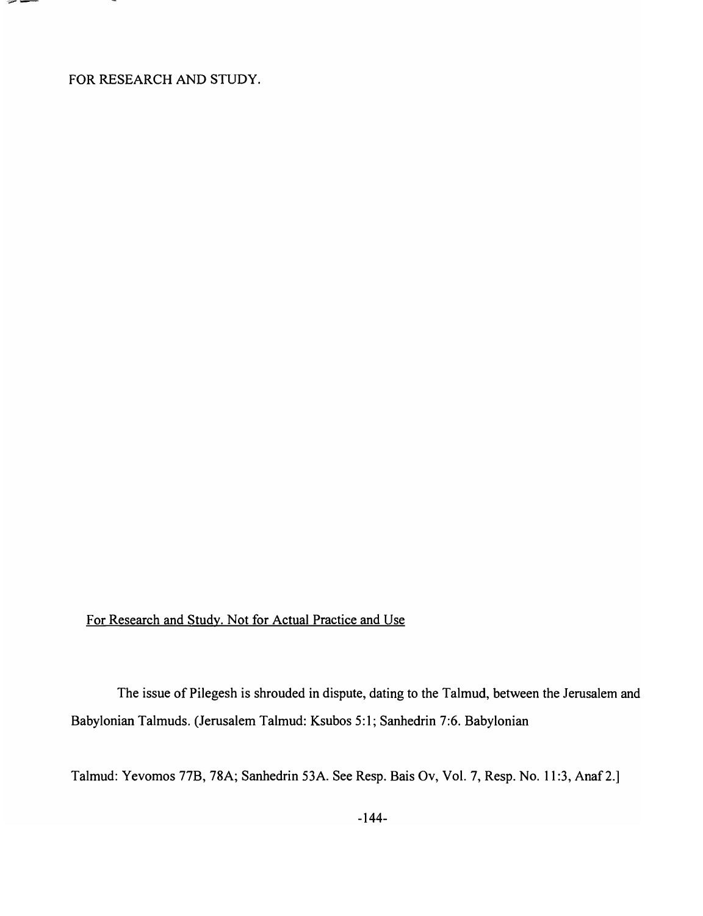FOR RESEARCH AND STUDY.

For Research and Study. Not for Actual Practice and Use

The issue of Pilegesh is shrouded in dispute, dating to the Talmud, between the Jerusalem and Babylonian Talmuds. (Jerusalem Talmud: Ksubos 5:1; Sanhedrin 7:6. Babylonian Talmud: Yevomos 77B, 78A; Sanhedrin 53A. See Resp. Bais Ov, Vol. 7, Resp. No. 11:3, Anaf 2.]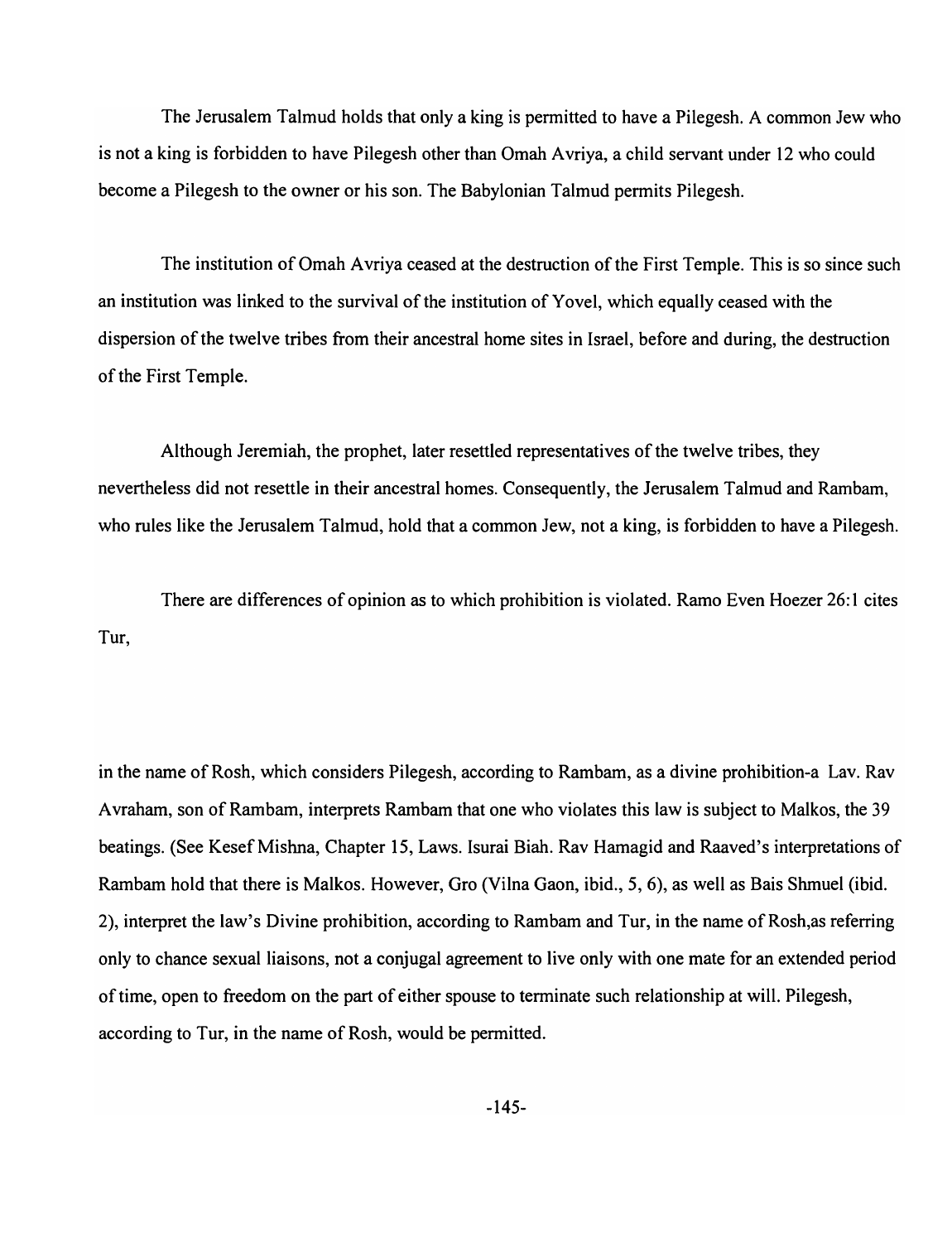The Jerusalem Talmud holds that only a king is permitted to have a Pilegesh. A common Jew who is not a king is forbidden to have Pilegesh other than Omah Avriya, a child servant under 12 who could become a Pilegesh to the owner or his son. The Babylonian Talmud permits Pilegesh.

The institution of Omah Avriya ceased at the destruction of the First Temple. This is so since such an institution was linked to the survival of the institution of Yovel, which equally ceased with the dispersion of the twelve tribes from their ancestral home sites in Israel, before and during, the destruction of the First Temple.

Although Jeremiah, the prophet, later resettled representatives of the twelve tribes, they nevertheless did not resettle in their ancestral homes. Consequently, the Jerusalem Talmud and Rambam, who rules like the Jerusalem Talmud, hold that a common Jew, not a king, is forbidden to have a Pilegesh.

There are differences of opinion as to which prohibition is violated. Ramo Even Hoezer 26:1 cites Tur,

in the name of Rosh, which considers Pilegesh, according to Rambam, as a divine prohibition-a Lav. Rav Avraham, son of Rambam, interprets Rambam that one who violates this law is subject to Malkos, the 39 beatings. (See Kesef Mishna, Chapter 15, Laws. Isurai Biah. Rav Hamagid and Raaved's interpretations of Rambam hold that there is Malkos. However, Gro (Vilna Gaon, ibid., 5, 6), as well as Bais Shmuel (ibid. 2), interpret the law's Divine prohibition, according to Rambam and Tur, in the name of Rosh,as referring only to chance sexual liaisons, not a conjugal agreement to live only with one mate for an extended period of time, open to freedom on the part of either spouse to terminate such relationship at will. Pilegesh, according to Tur, in the name of Rosh, would be permitted.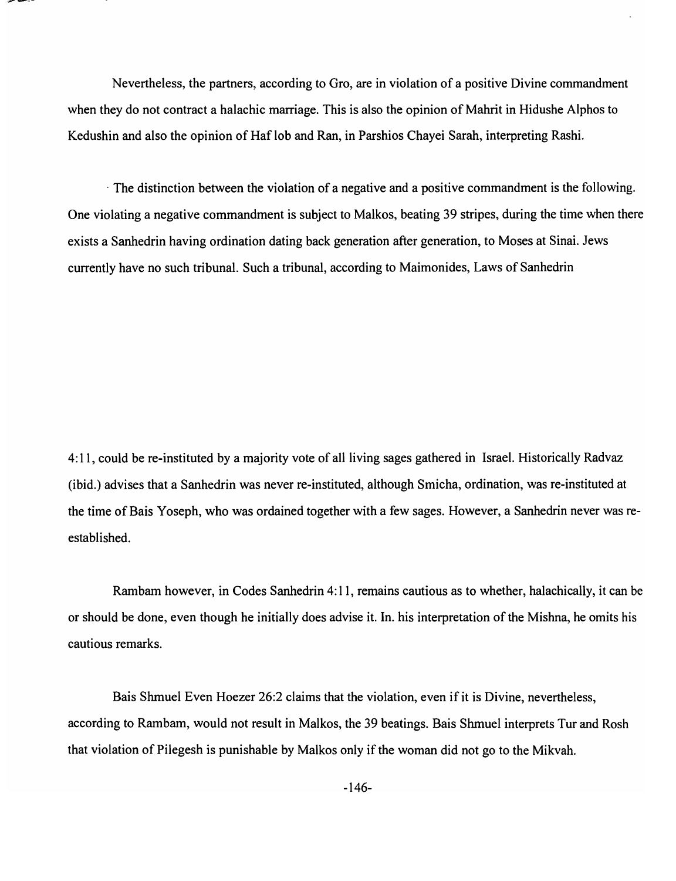Nevertheless, the partners, according to Gro, are in violation of a positive Divine commandment when they do not contract a halachic marriage. This is also the opinion of Mahrit in Hidushe Alphos to Kedushin and also the opinion of Haf lob and Ran, in Parshios Chayei Sarah, interpreting Rashi.

The distinction between the violation of a negative and a positive commandment is the following. One violating a negative commandment is subject to Malkos, beating 39 stripes, during the time when there exists a Sanhedrin having ordination dating back generation after generation, to Moses at Sinai. Jews currently have no such tribunal. Such a tribunal, according to Maimonides, Laws of Sanhedrin 4:11, could be re-instituted by a majority vote of all living sages gathered in Israel. Historically Radvaz (ibid.) advises that a Sanhedrin was never re-instituted, although Smicha, ordination, was re-instituted at the time of Bais Yoseph, who was ordained together with a few sages. However, a Sanhedrin never was re-established.

Rambam however, in Codes Sanhedrin 4:11, remains cautious as to whether, halachically, it can be or should be done, even though he initially does advise it. In. his interpretation of the Mishna, he omits his cautious remarks.

Bais Shmuel Even Hoezer 26:2 claims that the violation, even if it is Divine, nevertheless, according to Rambam, would not result in Malkos, the 39 beatings. Bais Shmuel interprets Tur and Rosh that violation of Pilegesh is punishable by Malkos only if the woman did not go to the Mikvah.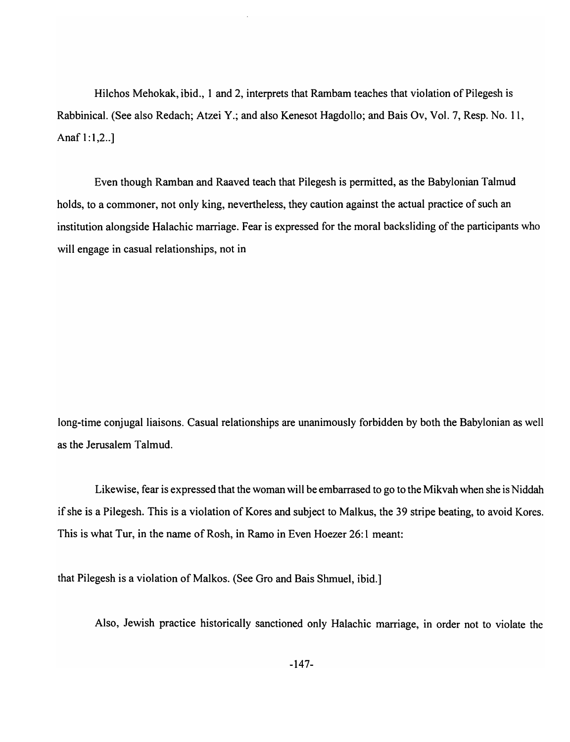Hilchos Mehokak, ibid., 1 and 2, interprets that Rambam teaches that violation of Pilegesh is Rabbinical. (See also Redach; Atzei Y.; and also Kenesot Hagdollo; and Bais Ov, Vol. 7, Resp. No. 11, Anaf 1:1,2..]

Even though Ramban and Raaved teach that Pilegesh is permitted, as the Babylonian Talmud holds, to a commoner, not only king, nevertheless, they caution against the actual practice of such an institution alongside Halachic marriage. Fear is expressed for the moral backsliding of the participants who will engage in casual relationships, not in

long-time conjugal liaisons. Casual relationships are unanimously forbidden by both the Babylonian as well as the Jerusalem Talmud.

Likewise, fear is expressed that the woman will be embarrased to go to the Mikvah when she is Niddah if she is a Pilegesh. This is a violation of Kores and subject to Malkus, the 39 stripe beating, to avoid Kores. This is what Tur, in the name of Rosh, in Ramo in Even Hoezer 26:1 meant:

that Pilegesh is a violation of Malkos. (See Gro and Bais Shmuel, ibid.]

Also, Jewish practice historically sanctioned only Halachic marriage, in order not to violate the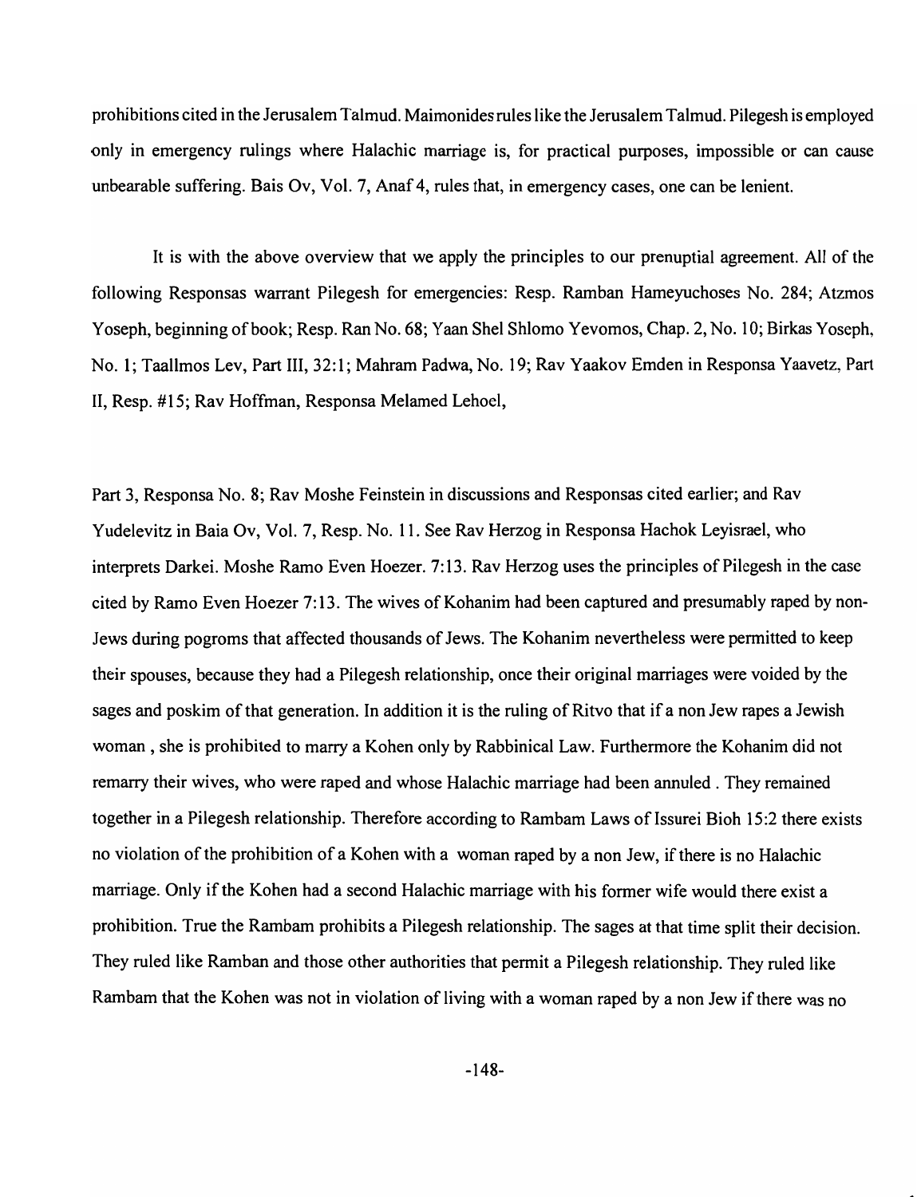prohibitions cited in the Jerusalem Talmud. Maimonides rules like the Jerusalem Talmud. Pilegesh is employed only in emergency rulings where Halachic marriage is, for practical purposes, impossible or can cause unbearable suffering. Bais Ov, Vol. 7, Anaf 4, rules that, in emergency cases, one can be lenient.

It is with the above overview that we apply the principles to our prenuptial agreement. All of the following Responsas warrant Pilegesh for emergencies: Resp. Ramban Hameyuchoses No. 284; Atzmos Yoseph, beginning of book; Resp. Ran No. 68; Yaan Shel Shlomo Yevomos, Chap. 2, No. 10; Birkas Yoseph, No. 1; Taallmos Lev, Part III, 32:1; Mahram Padwa, No. 19; Rav Yaakov Emden in Responsa Yaavetz, Part II, Resp. #15; Rav Hoffman, Responsa Melamed Lehoel,

Part 3, Responsa No. 8; Rav Moshe Feinstein in discussions and Responsas cited earlier; and Rav Yudelevitz in Baia Ov, Vol. 7, Resp. No. 11. See Rav Herzog in Responsa Hachok Leyisrael, who interprets Darkei. Moshe Ramo Even Hoezer. 7:13. Rav Herzog uses the principles of Pilegesh in the case cited by Ramo Even Hoezer 7:13. The wives of Kohanim had been captured and presumably raped by non-Jews during pogroms that affected thousands of Jews. The Kohanim nevertheless were permitted to keep their spouses, because they had a Pilegesh relationship, once their original marriages were voided by the sages and poskim of that generation. In addition it is the ruling of Ritvo that if a non Jew rapes a Jewish woman , she is prohibited to marry a Kohen only by Rabbinical Law. Furthermore the Kohanim did not remarry their wives, who were raped and whose Halachic marriage had been annuled . They remained together in a Pilegesh relationship. Therefore according to Rambam Laws of Issurei Bioh 15:2 there exists no violation of the prohibition of a Kohen with a woman raped by a non Jew, if there is no Halachic marriage. Only if the Kohen had a second Halachic marriage with his former wife would there exist a prohibition. True the Rambam prohibits a Pilegesh relationship. The sages at that time split their decision. They ruled like Ramban and those other authorities that permit a Pilegesh relationship. They ruled like Rambam that the Kohen was not in violation of living with a woman raped by a non Jew if there was no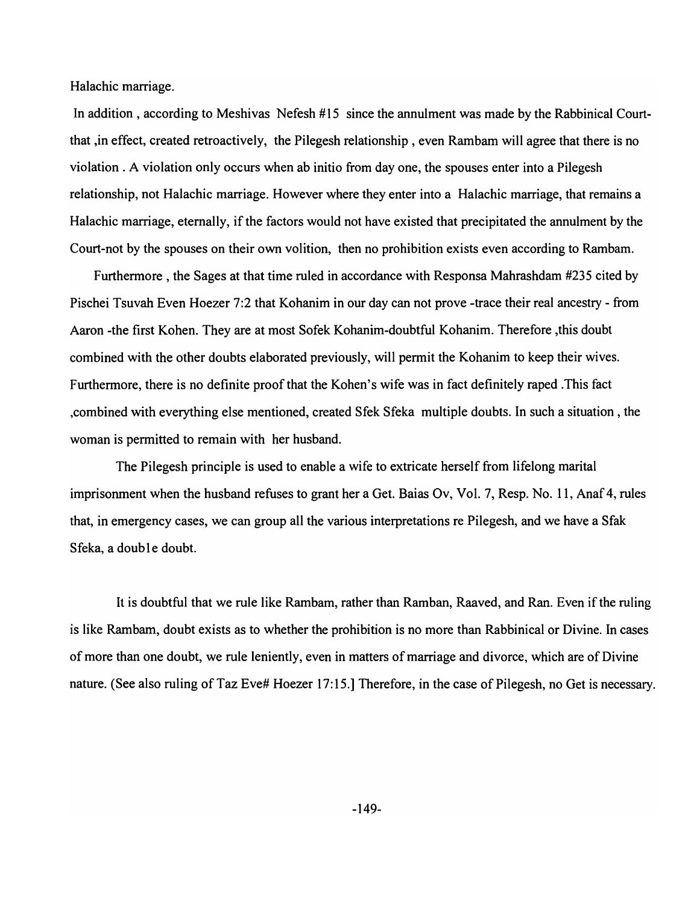Halachic marriage.

In addition , according to Meshivas Nefesh #15 since the annulment was made by the Rabbinical Court- that ,in effect, created retroactively, the Pilegesh relationship , even Rambam will agree that there is no violation . A violation only occurs when ab initio from day one, the spouses enter into a Pilegesh relationship, not Halachic marriage. However where they enter into a Halachic marriage, that remains a Halachic marriage, eternally, if the factors would not have existed that precipitated the annulment by the Court-not by the spouses on their own volition, then no prohibition exists even according to Rambam.

Furthermore , the Sages at that time ruled in accordance with Responsa Mahrashdam #235 cited by Pischei Tsuvah Even Hoezer 7:2 that Kohanim in our day can not prove -trace their real ancestry - from Aaron -the first Kohen. They are at most Sofek Kohanim-doubtful Kohanim. Therefore ,this doubt combined with the other doubts elaborated previously, will permit the Kohanim to keep their wives. Furthermore, there is no definite proof that the Kohen's wife was in fact definitely raped .This fact ,combined with everything else mentioned, created Sfek Sfeka multiple doubts. In such a situation , the woman is permitted to remain with her husband.

The Pilegesh principle is used to enable a wife to extricate herself from lifelong marital imprisonment when the husband refuses to grant her a Get. Baias Ov, Vol. 7, Resp. No. 11, Anaf 4, rules that, in emergency cases, we can group all the various interpretations re Pilegesh, and we have a Sfak Sfeka, a double doubt.

It is doubtful that we rule like Rambam, rather than Ramban, Raaved, and Ran. Even if the ruling is like Rambam, doubt exists as to whether the prohibition is no more than Rabbinical or Divine. In cases of more than one doubt, we rule leniently, even in matters of marriage and divorce, which are of Divine nature. (See also ruling of Taz Eve# Hoezer 17:15.] Therefore, in the case of Pilegesh, no Get is necessary.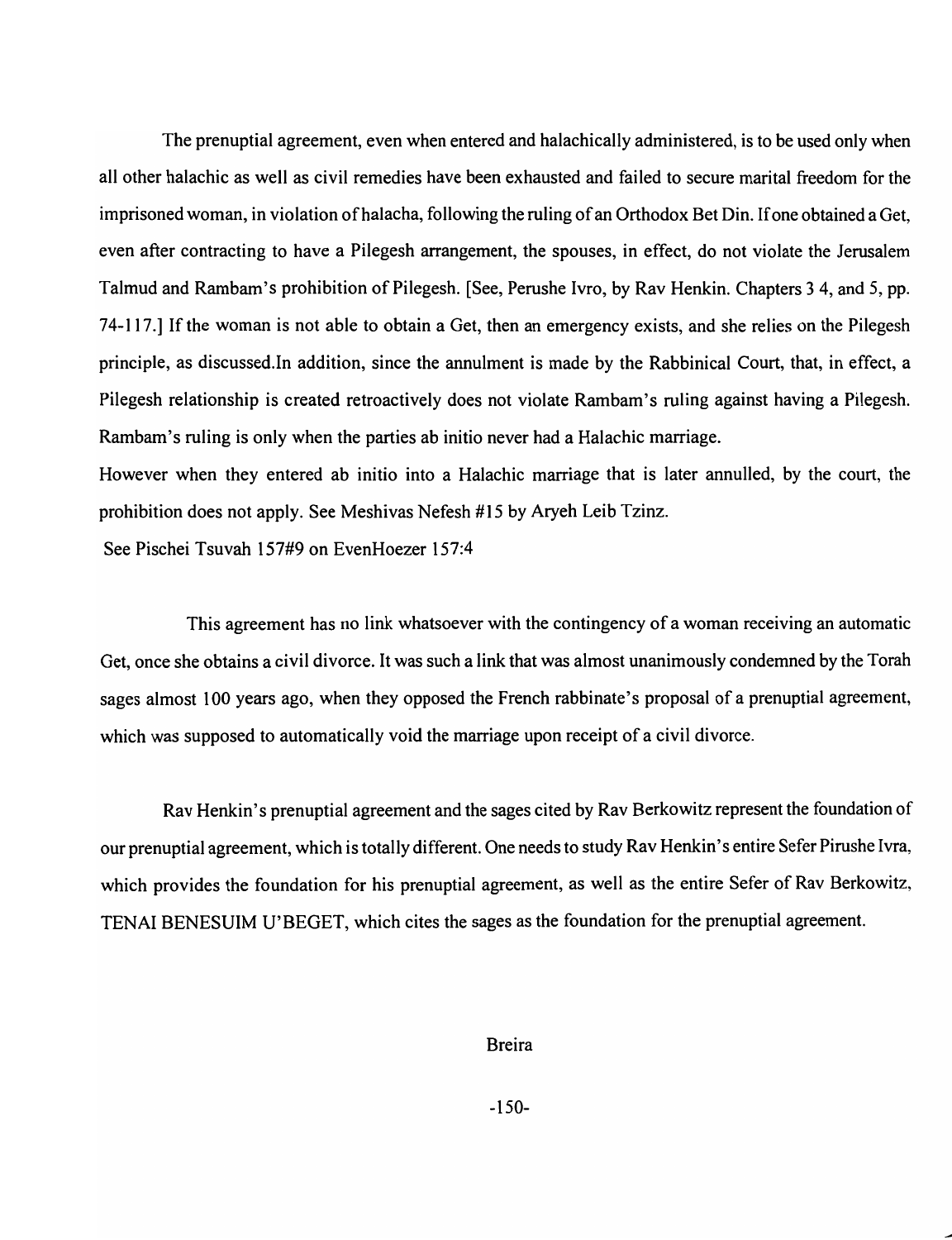The prenuptial agreement, even when entered and halachically administered, is to be used only when all other halachic as well as civil remedies have been exhausted and failed to secure marital freedom for the imprisoned woman, in violation of halacha, following the ruling of an Orthodox Bet Din. If one obtained a Get, even after contracting to have a Pilegesh arrangement, the spouses, in effect, do not violate the Jerusalem Talmud and Rambam's prohibition of Pilegesh. [See, Perushe Ivro, by Rav Henkin. Chapters 3 4, and 5, pp. 74-117.] If the woman is not able to obtain a Get, then an emergency exists, and she relies on the Pilegesh principle, as discussed.In addition, since the annulment is made by the Rabbinical Court, that, in effect, a Pilegesh relationship is created retroactively does not violate Rambam's ruling against having a Pilegesh. Rambam's ruling is only when the parties ab initio never had a Halachic marriage.

However when they entered ab initio into a Halachic marriage that is later annulled, by the court, the prohibition does not apply. See Meshivas Nefesh #15 by Aryeh Leib Tzinz.

See Pischei Tsuvah 157#9 on EvenHoezer 157:4

This agreement has no link whatsoever with the contingency of a woman receiving an automatic Get, once she obtains a civil divorce. It was such a link that was almost unanimously condemned by the Torah sages almost 100 years ago, when they opposed the French rabbinate's proposal of a prenuptial agreement, which was supposed to automatically void the marriage upon receipt of a civil divorce.

Rav Henkin's prenuptial agreement and the sages cited by Rav Berkowitz represent the foundation of our prenuptial agreement, which is totally different. One needs to study Rav Henkin's entire Sefer Pirushe Ivra, which provides the foundation for his prenuptial agreement, as well as the entire Sefer of Rav Berkowitz, TENAI BENESUIM U'BEGET, which cites the sages as the foundation for the prenuptial agreement.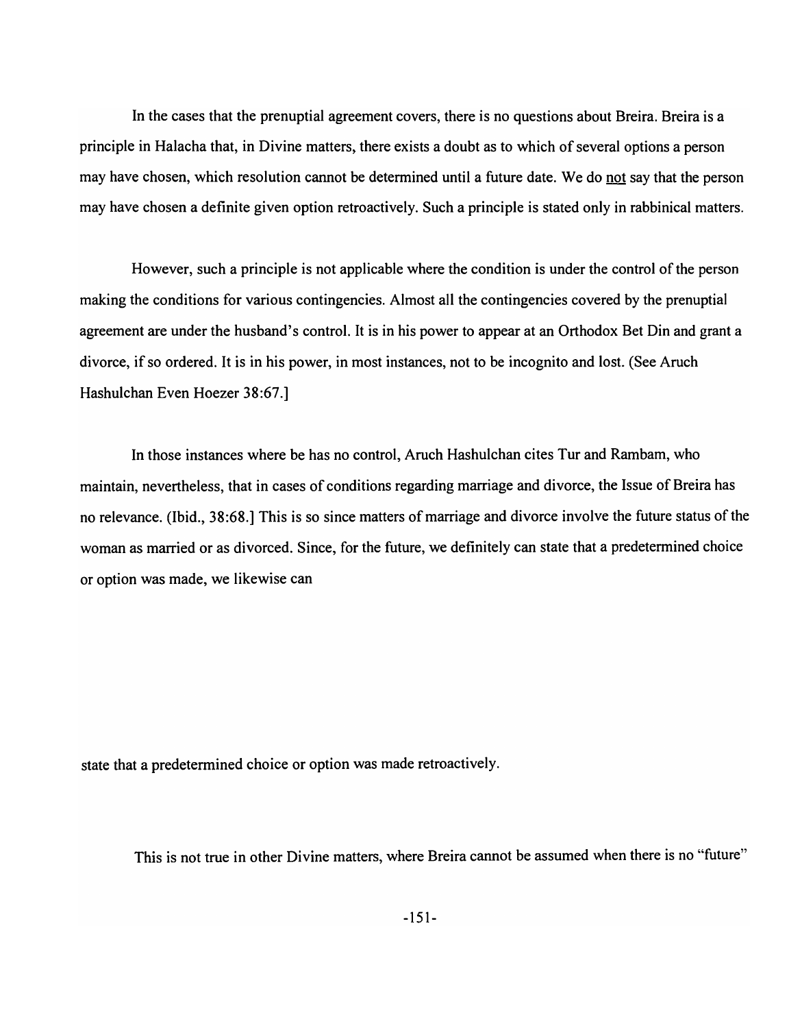In the cases that the prenuptial agreement covers, there is no questions about Breira. Breira is a principle in Halacha that, in Divine matters, there exists a doubt as to which of several options a person may have chosen, which resolution cannot be determined until a future date. We do not say that the person may have chosen a definite given option retroactively. Such a principle is stated only in rabbinical matters.

However, such a principle is not applicable where the condition is under the control of the person making the conditions for various contingencies. Almost all the contingencies covered by the prenuptial agreement are under the husband's control. It is in his power to appear at an Orthodox Bet Din and grant a divorce, if so ordered. It is in his power, in most instances, not to be incognito and lost. (See Aruch Hashulchan Even Hoezer 38:67.]

In those instances where be has no control, Aruch Hashulchan cites Tur and Rambam, who maintain, nevertheless, that in cases of conditions regarding marriage and divorce, the Issue of Breira has no relevance. (Ibid., 38:68.] This is so since matters of marriage and divorce involve the future status of the woman as married or as divorced. Since, for the future, we definitely can state that a predetermined choice or option was made, we likewise can state that a predetermined choice or option was made retroactively.

This is not true in other Divine matters, where Breira cannot be assumed when there is no "future"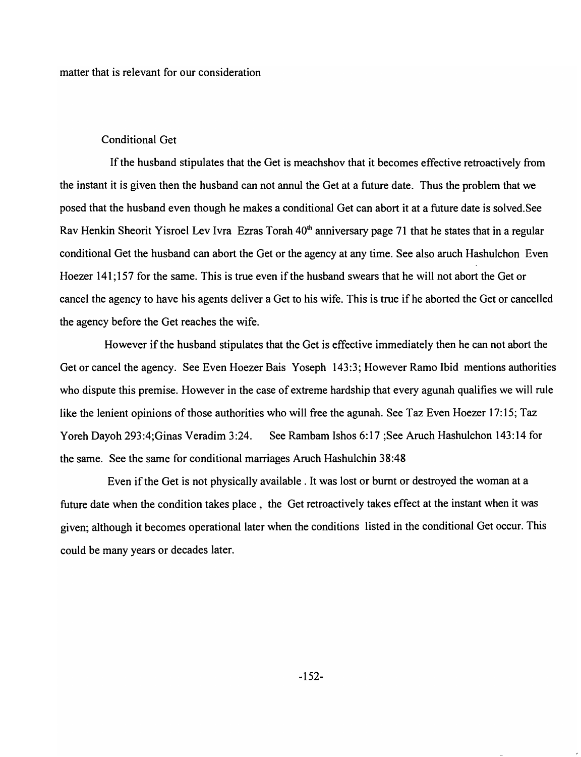matter that is relevant for our consideration

## Conditional Get

If the husband stipulates that the Get is meachshov that it becomes effective retroactively from the instant it is given then the husband can not annul the Get at a future date. Thus the problem that we posed that the husband even though he makes a conditional Get can abort it at a future date is solved.See Rav Henkin Sheorit Yisroel Lev Ivra Ezras Torah 40th anniversary page 71 that he states that in a regular conditional Get the husband can abort the Get or the agency at any time. See also aruch Hashulchon Even Hoezer 141;157 for the same. This is true even if the husband swears that he will not abort the Get or cancel the agency to have his agents deliver a Get to his wife. This is true if he aborted the Get or cancelled the agency before the Get reaches the wife.

However if the husband stipulates that the Get is effective immediately then he can not abort the Get or cancel the agency. See Even Hoezer Bais Yoseph 143:3; However Ramo Ibid mentions authorities who dispute this premise. However in the case of extreme hardship that every agunah qualifies we will rule like the lenient opinions of those authorities who will free the agunah. See Taz Even Hoezer 17:15; Taz Yoreh Dayoh 293:4;Ginas Veradim 3:24. See Rambam Ishos 6:17 ;See Aruch Hashulchon 143:14 for the same. See the same for conditional marriages Aruch Hashulchin 38:48

Even if the Get is not physically available . It was lost or burnt or destroyed the woman at a future date when the condition takes place , the Get retroactively takes effect at the instant when it was given; although it becomes operational later when the conditions listed in the conditional Get occur. This could be many years or decades later.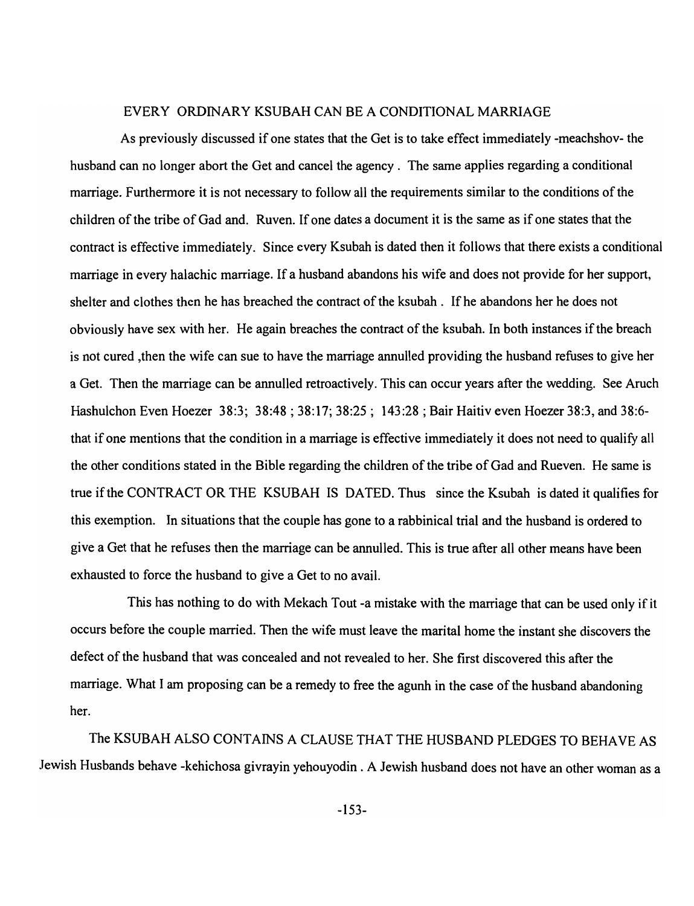## EVERY ORDINARY KSUBAH CAN BE A CONDITIONAL MARRIAGE

As previously discussed if one states that the Get is to take effect immediately -meachshov- the husband can no longer abort the Get and cancel the agency . The same applies regarding a conditional marriage. Furthermore it is not necessary to follow all the requirements similar to the conditions of the children of the tribe of Gad and. Ruven. If one dates a document it is the same as if one states that the contract is effective immediately. Since every Ksubah is dated then it follows that there exists a conditional marriage in every halachic marriage. If a husband abandons his wife and does not provide for her support, shelter and clothes then he has breached the contract of the ksubah . If he abandons her he does not obviously have sex with her. He again breaches the contract of the ksubah. In both instances if the breach is not cured ,then the wife can sue to have the marriage annulled providing the husband refuses to give her a Get. Then the marriage can be annulled retroactively. This can occur years after the wedding. See Aruch Hashulchon Even Hoezer 38:3; 38:48 ; 38:17; 38:25 ; 143:28 ; Bair Haitiv even Hoezer 38:3, and 38:6- that if one mentions that the condition in a marriage is effective immediately it does not need to qualify all the other conditions stated in the Bible regarding the children of the tribe of Gad and Rueven. He same is true if the CONTRACT OR THE KSUBAH IS DATED. Thus since the Ksubah is dated it qualifies for this exemption. In situations that the couple has gone to a rabbinical trial and the husband is ordered to give a Get that he refuses then the marriage can be annulled. This is true after all other means have been exhausted to force the husband to give a Get to no avail.

This has nothing to do with Mekach Tout -a mistake with the marriage that can be used only if it occurs before the couple married. Then the wife must leave the marital home the instant she discovers the defect of the husband that was concealed and not revealed to her. She first discovered this after the marriage. What I am proposing can be a remedy to free the agunh in the case of the husband abandoning her.

The KSUBAH ALSO CONTAINS A CLAUSE THAT THE HUSBAND PLEDGES TO BEHAVE AS Jewish Husbands behave -kehichosa givrayin yehouyodin . A Jewish husband does not have an other woman as a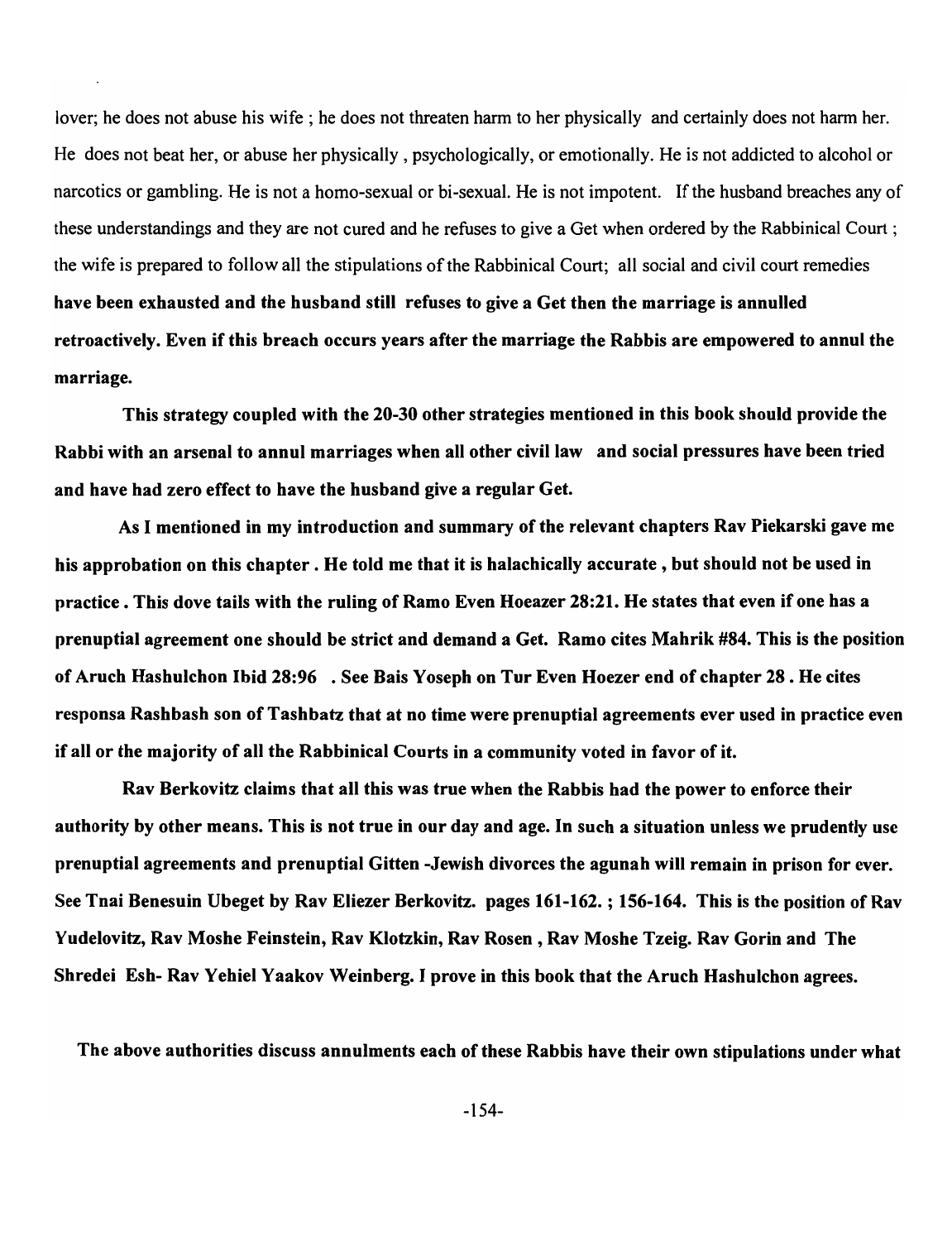lover; he does not abuse his wife ; he does not threaten harm to her physically and certainly does not harm her. He does not beat her, or abuse her physically , psychologically, or emotionally. He is not addicted to alcohol or narcotics or gambling. He is not a homo-sexual or bi-sexual. He is not impotent. If the husband breaches any of these understandings and they are not cured and he refuses to give a Get when ordered by the Rabbinical Court ; the wife is prepared to follow all the stipulations of the Rabbinical Court; all social and civil court remedies **have been exhausted and the husband still refuses to give a Get then the marriage is annulled retroactively. Even if this breach occurs years after the marriage the Rabbis are empowered to annul the marriage.**

**This strategy coupled with the 20-30 other strategies mentioned in this book should provide the Rabbi with an arsenal to annul marriages when all other civil law and social pressures have been tried and have had zero effect to have the husband give a regular Get.**

**As I mentioned in my introduction and summary of the relevant chapters Rav Piekarski gave me his approbation on this chapter . He told me that it is halachically accurate , but should not be used in practice . This dove tails with the ruling of Ramo Even Hoeazer 28:21. He states that even if one has a prenuptial agreement one should be strict and demand a Get. Ramo cites Mahrik #84. This is the position of Aruch Hashulchon Ibid 28:96 . See Bais Yoseph on Tur Even Hoezer end of chapter 28 . He cites responsa Rashbash son of Tashbatz that at no time were prenuptial agreements ever used in practice even if all or the majority of all the Rabbinical Courts in a community voted in favor of it.**

**Rav Berkovitz claims that all this was true when the Rabbis had the power to enforce their authority by other means. This is not true in our day and age. In such a situation unless we prudently use prenuptial agreements and prenuptial Gitten -Jewish divorces the agunah will remain in prison for ever. See Tnai Benesuin Ubeget by Rav Eliezer Berkovitz. pages 161-162. ; 156-164. This is the position of Rav Yudelovitz, Rav Moshe Feinstein, Rav Klotzkin, Rav Rosen , Rav Moshe Tzeig. Rav Gorin and The Shredei Esh- Rav Yehiel Yaakov Weinberg. I prove in this book that the Aruch Hashulchon agrees.**

**The above authorities discuss annulments each of these Rabbis have their own stipulations under what**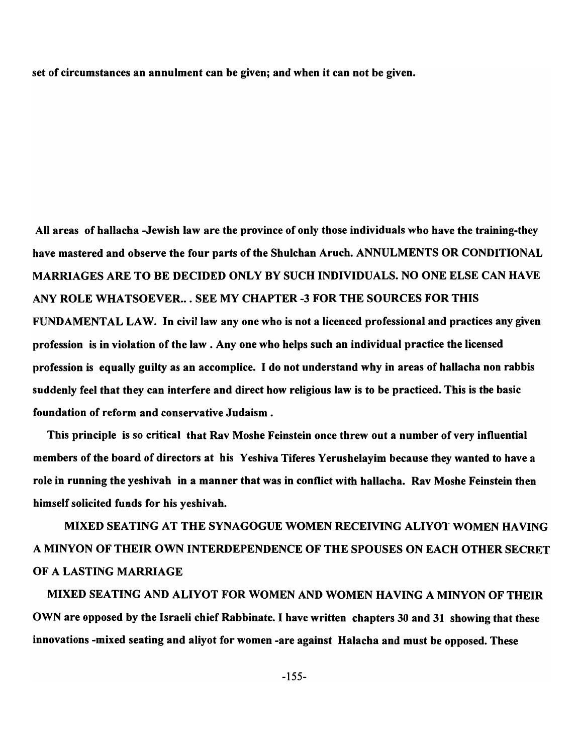**set of circumstances an annulment can be given; and when it can not be given.**

**All areas of hallacha -Jewish law are the province of only those individuals who have the training-they have mastered and observe the four parts of the Shulchan Aruch. ANNULMENTS OR CONDITIONAL MARRIAGES ARE TO BE DECIDED ONLY BY SUCH INDIVIDUALS. NO ONE ELSE CAN HAVE ANY ROLE WHATSOEVER.. . SEE MY CHAPTER -3 FOR THE SOURCES FOR THIS FUNDAMENTAL LAW. In civil law any one who is not a licenced professional and practices any given profession is in violation of the law . Any one who helps such an individual practice the licensed profession is equally guilty as an accomplice. I do not understand why in areas of hallacha non rabbis suddenly feel that they can interfere and direct how religious law is to be practiced. This is the basic foundation of reform and conservative Judaism .**

**This principle is so critical that Rav Moshe Feinstein once threw out a number of very influential members of the board of directors at his Yeshiva Tiferes Yerushelayim because they wanted to have a role in running the yeshivah in a manner that was in conflict with hallacha. Rav Moshe Feinstein then himself solicited funds for his yeshivah.**

**MIXED SEATING AT THE SYNAGOGUE WOMEN RECEIVING ALIYOT WOMEN HAVING A MINYON OF THEIR OWN INTERDEPENDENCE OF THE SPOUSES ON EACH OTHER SECRET OF A LASTING MARRIAGE**

**MIXED SEATING AND ALIYOT FOR WOMEN AND WOMEN HAVING A MINYON OF THEIR OWN are opposed by the Israeli chief Rabbinate. I have written chapters 30 and 31 showing that these innovations -mixed seating and aliyot for women -are against Halacha and must be opposed. These**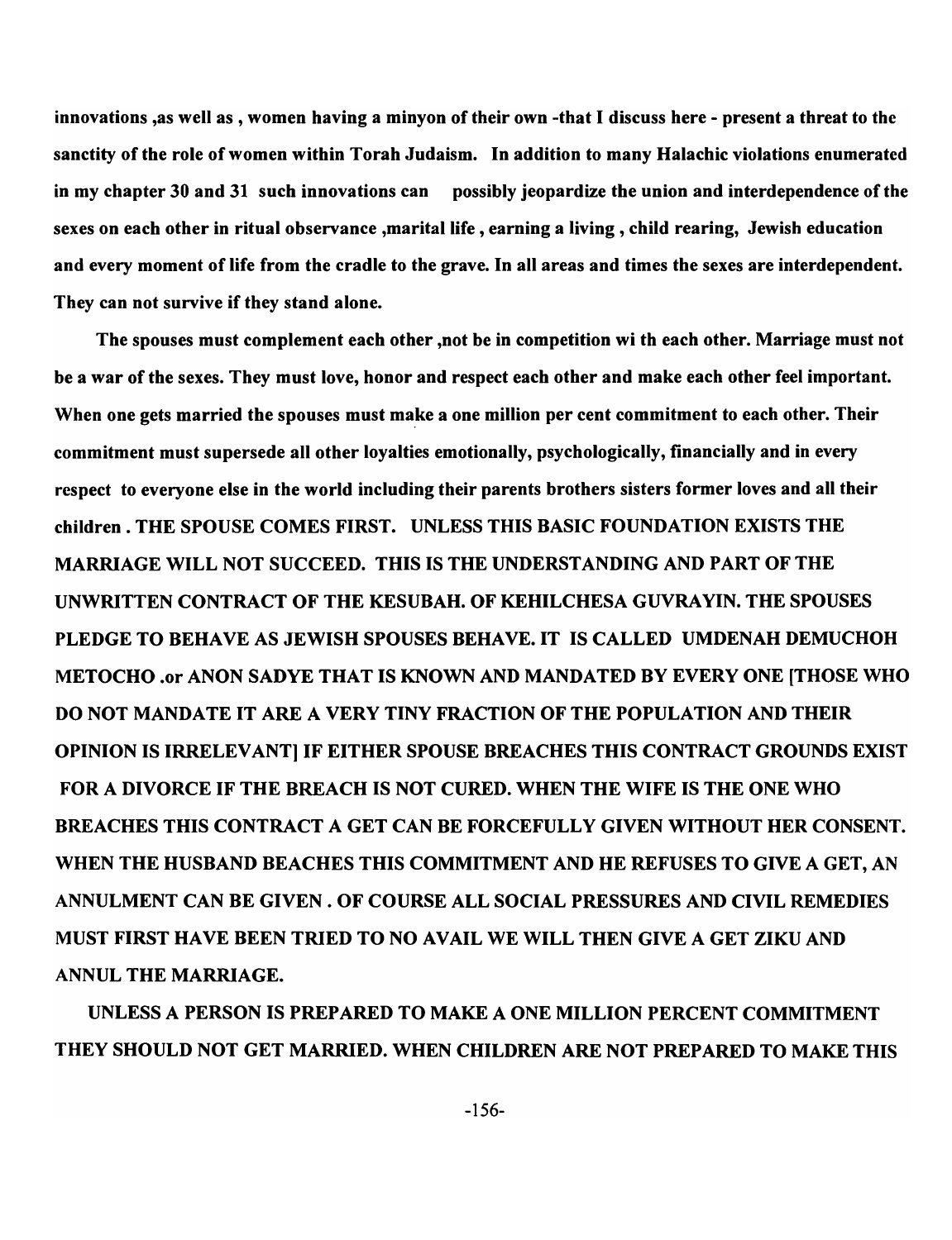**innovations ,as well as , women having a minyon of their own -that I discuss here - present a threat to the sanctity of the role of women within Torah Judaism. In addition to many Halachic violations enumerated in my chapter 30 and 31 such innovations can possibly jeopardize the union and interdependence of the sexes on each other in ritual observance ,marital life , earning a living , child rearing, Jewish education and every moment of life from the cradle to the grave. In all areas and times the sexes are interdependent. They can not survive if they stand alone.**

**The spouses must complement each other ,not be in competition wi th each other. Marriage must not be a war of the sexes. They must love, honor and respect each other and make each other feel important. When one gets married the spouses must make a one million per cent commitment to each other. Their commitment must supersede all other loyalties emotionally, psychologically, financially and in every respect to everyone else in the world including their parents brothers sisters former loves and all their children . THE SPOUSE COMES FIRST. UNLESS THIS BASIC FOUNDATION EXISTS THE MARRIAGE WILL NOT SUCCEED. THIS IS THE UNDERSTANDING AND PART OF THE UNWRITTEN CONTRACT OF THE KESUBAH. OF KEHILCHESA GUVRAYIN. THE SPOUSES PLEDGE TO BEHAVE AS JEWISH SPOUSES BEHAVE. IT IS CALLED UMDENAH DEMUCHOH METOCHO .or ANON SADYE THAT IS KNOWN AND MANDATED BY EVERY ONE [THOSE WHO DO NOT MANDATE IT ARE A VERY TINY FRACTION OF THE POPULATION AND THEIR OPINION IS IRRELEVANT] IF EITHER SPOUSE BREACHES THIS CONTRACT GROUNDS EXIST FOR A DIVORCE IF THE BREACH IS NOT CURED. WHEN THE WIFE IS THE ONE WHO BREACHES THIS CONTRACT A GET CAN BE FORCEFULLY GIVEN WITHOUT HER CONSENT. WHEN THE HUSBAND BEACHES THIS COMMITMENT AND HE REFUSES TO GIVE A GET, AN ANNULMENT CAN BE GIVEN . OF COURSE ALL SOCIAL PRESSURES AND CIVIL REMEDIES MUST FIRST HAVE BEEN TRIED TO NO AVAIL WE WILL THEN GIVE A GET ZIKU AND ANNUL THE MARRIAGE.**

**UNLESS A PERSON IS PREPARED TO MAKE A ONE MILLION PERCENT COMMITMENT THEY SHOULD NOT GET MARRIED. WHEN CHILDREN ARE NOT PREPARED TO MAKE THIS**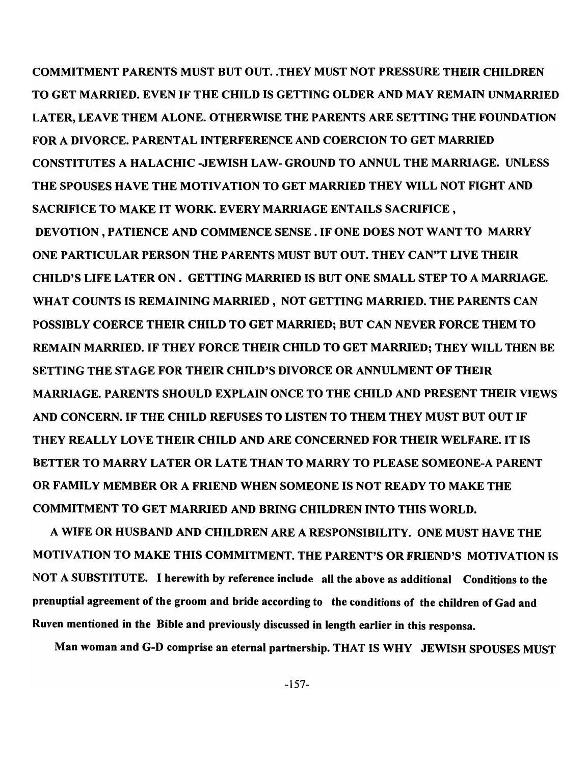**COMMITMENT PARENTS MUST BUT OUT. .THEY MUST NOT PRESSURE THEIR CHILDREN TO GET MARRIED. EVEN IF THE CHILD IS GETTING OLDER AND MAY REMAIN UNMARRIED LATER, LEAVE THEM ALONE. OTHERWISE THE PARENTS ARE SETTING THE FOUNDATION FOR A DIVORCE. PARENTAL INTERFERENCE AND COERCION TO GET MARRIED CONSTITUTES A HALACHIC -JEWISH LAW- GROUND TO ANNUL THE MARRIAGE. UNLESS THE SPOUSES HAVE THE MOTIVATION TO GET MARRIED THEY WILL NOT FIGHT AND SACRIFICE TO MAKE IT WORK. EVERY MARRIAGE ENTAILS SACRIFICE , DEVOTION , PATIENCE AND COMMENCE SENSE . IF ONE DOES NOT WANT TO MARRY ONE PARTICULAR PERSON THE PARENTS MUST BUT OUT. THEY CAN"T LIVE THEIR CHILD'S LIFE LATER ON . GETTING MARRIED IS BUT ONE SMALL STEP TO A MARRIAGE. WHAT COUNTS IS REMAINING MARRIED , NOT GETTING MARRIED. THE PARENTS CAN POSSIBLY COERCE THEIR CHILD TO GET MARRIED; BUT CAN NEVER FORCE THEM TO REMAIN MARRIED. IF THEY FORCE THEIR CHILD TO GET MARRIED; THEY WILL THEN BE SETTING THE STAGE FOR THEIR CHILD'S DIVORCE OR ANNULMENT OF THEIR MARRIAGE. PARENTS SHOULD EXPLAIN ONCE TO THE CHILD AND PRESENT THEIR VIEWS AND CONCERN. IF THE CHILD REFUSES TO LISTEN TO THEM THEY MUST BUT OUT IF THEY REALLY LOVE THEIR CHILD AND ARE CONCERNED FOR THEIR WELFARE. IT IS BETTER TO MARRY LATER OR LATE THAN TO MARRY TO PLEASE SOMEONE-A PARENT OR FAMILY MEMBER OR A FRIEND WHEN SOMEONE IS NOT READY TO MAKE THE COMMITMENT TO GET MARRIED AND BRING CHILDREN INTO THIS WORLD.**

**A WIFE OR HUSBAND AND CHILDREN ARE A RESPONSIBILITY. ONE MUST HAVE THE MOTIVATION TO MAKE THIS COMMITMENT. THE PARENT'S OR FRIEND'S MOTIVATION IS NOT A SUBSTITUTE. I herewith by reference include all the above as additional Conditions to the prenuptial agreement of the groom and bride according to the conditions of the children of Gad and Ruven mentioned in the Bible and previously discussed in length earlier in this responsa.**

**Man woman and G-D comprise an eternal partnership. THAT IS WHY JEWISH SPOUSES MUST**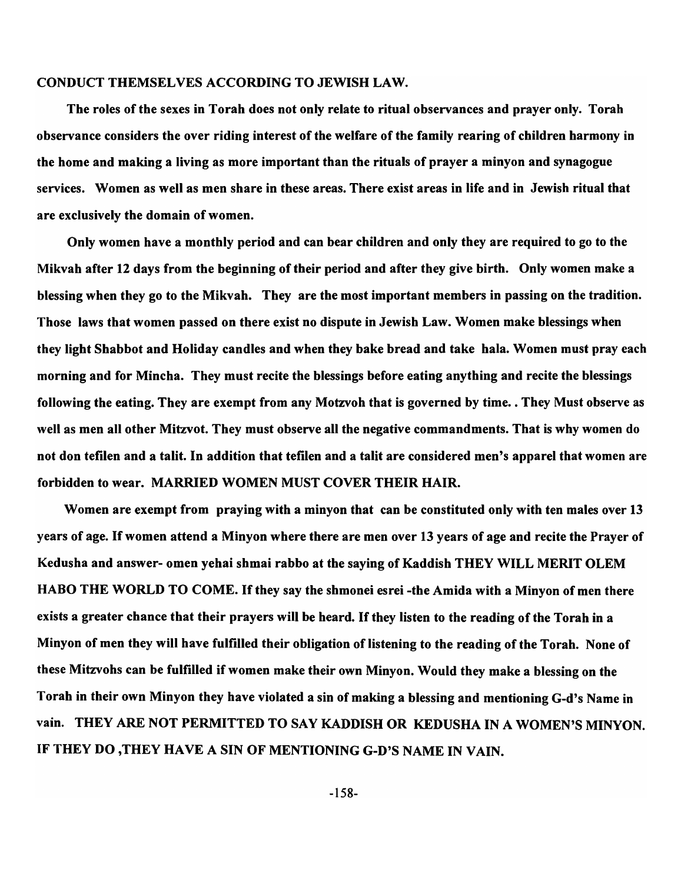**CONDUCT THEMSELVES ACCORDING TO JEWISH LAW.**

**The roles of the sexes in Torah does not only relate to ritual observances and prayer only. Torah observance considers the over riding interest of the welfare of the family rearing of children harmony in the home and making a living as more important than the rituals of prayer a minyon and synagogue services. Women as well as men share in these areas. There exist areas in life and in Jewish ritual that are exclusively the domain of women.**

**Only women have a monthly period and can bear children and only they are required to go to the Mikvah after 12 days from the beginning of their period and after they give birth. Only women make a blessing when they go to the Mikvah. They are the most important members in passing on the tradition. Those laws that women passed on there exist no dispute in Jewish Law. Women make blessings when they light Shabbot and Holiday candles and when they bake bread and take hala. Women must pray each morning and for Mincha. They must recite the blessings before eating anything and recite the blessings following the eating. They are exempt from any Motzvoh that is governed by time. . They Must observe as well as men all other Mitzvot. They must observe all the negative commandments. That is why women do not don tefilen and a talit. In addition that tefilen and a talit are considered men's apparel that women are forbidden to wear. MARRIED WOMEN MUST COVER THEIR HAIR.**

**Women are exempt from praying with a minyon that can be constituted only with ten males over 13 years of age. If women attend a Minyon where there are men over 13 years of age and recite the Prayer of Kedusha and answer- omen yehai shmai rabbo at the saying of Kaddish THEY WILL MERIT OLEM HABO THE WORLD TO COME. If they say the shmonei esrei -the Amida with a Minyon of men there exists a greater chance that their prayers will be heard. If they listen to the reading of the Torah in a Minyon of men they will have fulfilled their obligation of listening to the reading of the Torah. None of these Mitzvohs can be fulfilled if women make their own Minyon. Would they make a blessing on the Torah in their own Minyon they have violated a sin of making a blessing and mentioning G-d's Name in vain. THEY ARE NOT PERMITTED TO SAY KADDISH OR KEDUSHA IN A WOMEN'S MINYON. IF THEY DO ,THEY HAVE A SIN OF MENTIONING G-D'S NAME IN VAIN.**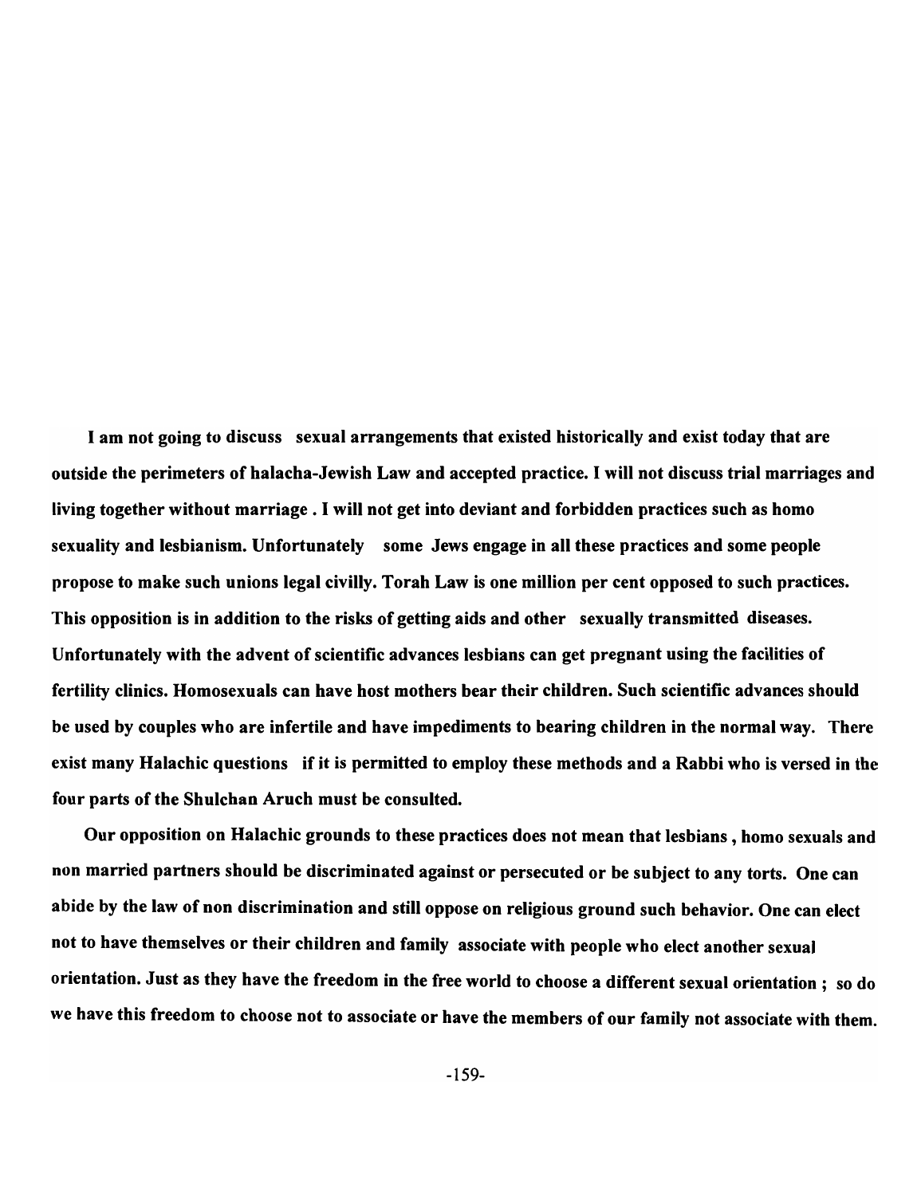**I am not going to discuss sexual arrangements that existed historically and exist today that are outside the perimeters of halacha-Jewish Law and accepted practice. I will not discuss trial marriages and living together without marriage . I will not get into deviant and forbidden practices such as homo sexuality and lesbianism. Unfortunately some Jews engage in all these practices and some people propose to make such unions legal civilly. Torah Law is one million per cent opposed to such practices. This opposition is in addition to the risks of getting aids and other sexually transmitted diseases. Unfortunately with the advent of scientific advances lesbians can get pregnant using the facilities of fertility clinics. Homosexuals can have host mothers bear their children. Such scientific advances should be used by couples who are infertile and have impediments to bearing children in the normal way. There exist many Halachic questions if it is permitted to employ these methods and a Rabbi who is versed in the four parts of the Shulchan Aruch must be consulted.**

**Our opposition on Halachic grounds to these practices does not mean that lesbians , homo sexuals and non married partners should be discriminated against or persecuted or be subject to any torts. One can abide by the law of non discrimination and still oppose on religious ground such behavior. One can elect not to have themselves or their children and family associate with people who elect another sexual orientation. Just as they have the freedom in the free world to choose a different sexual orientation ; so do we have this freedom to choose not to associate or have the members of our family not associate with them.**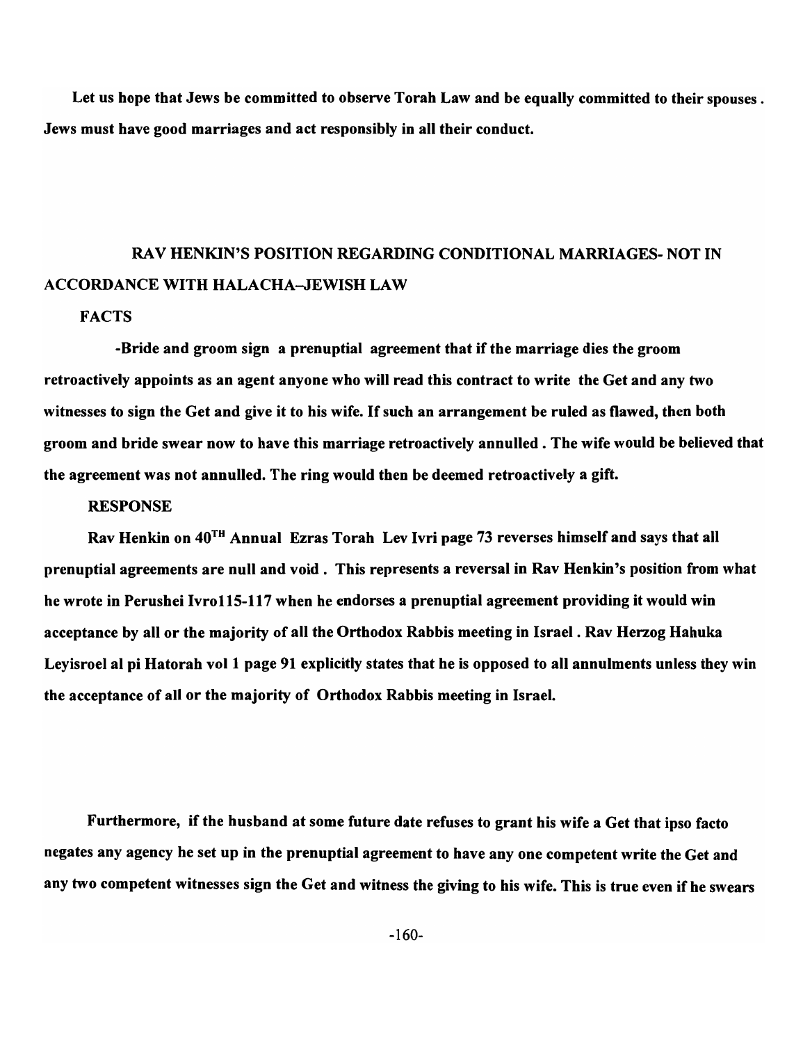**Let us hope that Jews be committed to observe Torah Law and be equally committed to their spouses. Jews must have good marriages and act responsibly in all their conduct.**

## RAV HENKIN'S POSITION REGARDING CONDITIONAL MARRIAGES- NOT IN ACCORDANCE WITH HALACHA–JEWISH LAW

**FACTS**

**-Bride and groom sign a prenuptial agreement that if the marriage dies the groom retroactively appoints as an agent anyone who will read this contract to write the Get and any two witnesses to sign the Get and give it to his wife. If such an arrangement be ruled as flawed, then both groom and bride swear now to have this marriage retroactively annulled. The wife would be believed that the agreement was not annulled. The ring would then be deemed retroactively a gift.**

**RESPONSE**

**Rav Henkin on 40TH Annual Ezras Torah Lev Ivri page 73 reverses himself and says that all prenuptial agreements are null and void. This represents a reversal in Rav Henkin's position from what he wrote in Perushei Ivro115-117 when he endorses a prenuptial agreement providing it would win acceptance by all or the majority of all the Orthodox Rabbis meeting in Israel. Rav Herzog Hahuka Leyisroel al pi Hatorah vol 1 page 91 explicitly states that he is opposed to all annulments unless they win the acceptance of all or the majority of Orthodox Rabbis meeting in Israel.**

**Furthermore, if the husband at some future date refuses to grant his wife a Get that ipso facto negates any agency he set up in the prenuptial agreement to have any one competent write the Get and any two competent witnesses sign the Get and witness the giving to his wife. This is true even if he swears**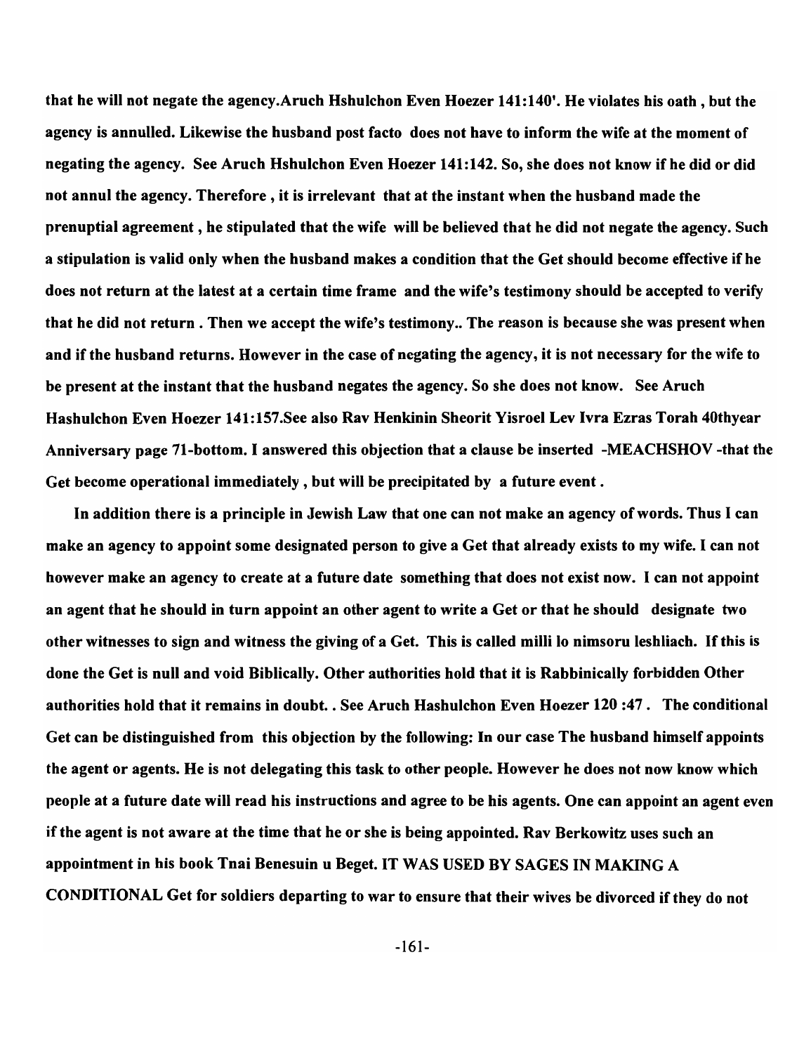that he will not negate the agency.Aruch Hshulchon Even Hoezer 141:140'. He violates his oath , but the agency is annulled. Likewise the husband post facto does not have to inform the wife at the moment of negating the agency. See Aruch Hshulchon Even Hoezer 141:142. So, she does not know if he did or did not annul the agency. Therefore , it is irrelevant that at the instant when the husband made the prenuptial agreement , he stipulated that the wife will be believed that he did not negate the agency. Such a stipulation is valid only when the husband makes a condition that the Get should become effective if he does not return at the latest at a certain time frame and the wife's testimony should be accepted to verify that he did not return . Then we accept the wife's testimony.. The reason is because she was present when and if the husband returns. However in the case of negating the agency, it is not necessary for the wife to be present at the instant that the husband negates the agency. So she does not know. See Aruch Hashulchon Even Hoezer 141:157.See also Rav Henkinin Sheorit Yisroel Lev Ivra Ezras Torah 40thyear Anniversary page 71-bottom. I answered this objection that a clause be inserted -MEACHSHOV -that the Get become operational immediately , but will be precipitated by a future event .

In addition there is a principle in Jewish Law that one can not make an agency of words. Thus I can make an agency to appoint some designated person to give a Get that already exists to my wife. I can not however make an agency to create at a future date something that does not exist now. I can not appoint an agent that he should in turn appoint an other agent to write a Get or that he should designate two other witnesses to sign and witness the giving of a Get. This is called milli lo nimsoru leshliach. If this is done the Get is null and void Biblically. Other authorities hold that it is Rabbinically forbidden Other authorities hold that it remains in doubt. . See Aruch Hashulchon Even Hoezer 120 :47 . The conditional Get can be distinguished from this objection by the following: In our case The husband himself appoints the agent or agents. He is not delegating this task to other people. However he does not now know which people at a future date will read his instructions and agree to be his agents. One can appoint an agent even if the agent is not aware at the time that he or she is being appointed. Rav Berkowitz uses such an appointment in his book Tnai Benesuin u Beget. IT WAS USED BY SAGES IN MAKING A CONDITIONAL Get for soldiers departing to war to ensure that their wives be divorced if they do not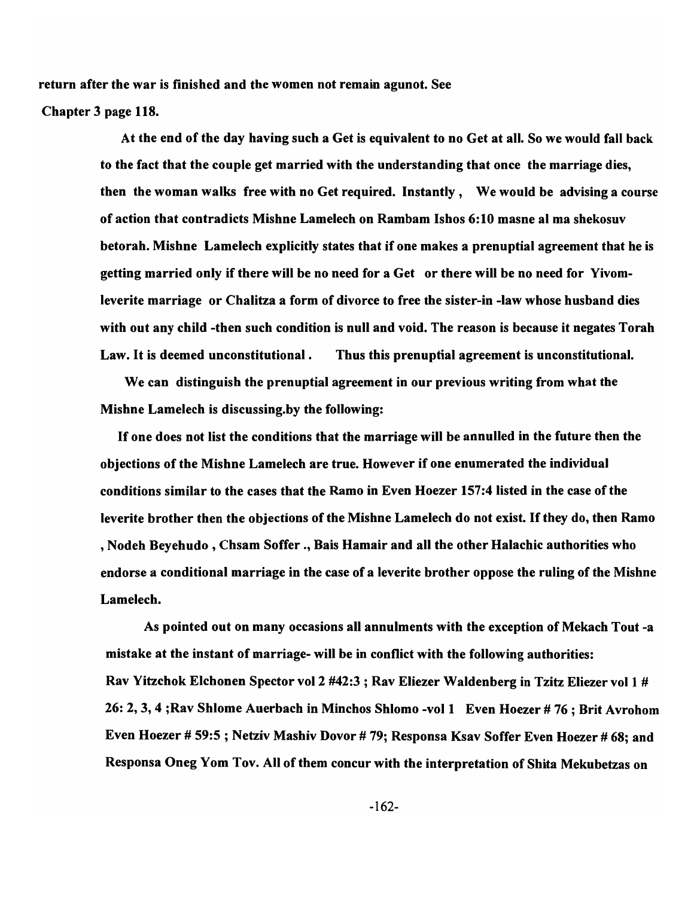**return after the war is finished and the women not remain agunot. See Chapter 3 page 118.**

**At the end of the day having such a Get is equivalent to no Get at all. So we would fall back to the fact that the couple get married with the understanding that once the marriage dies, then the woman walks free with no Get required. Instantly , We would be advising a course of action that contradicts Mishne Lamelech on Rambam Ishos 6:10 masne al ma shekosuv betorah. Mishne Lamelech explicitly states that if one makes a prenuptial agreement that he is getting married only if there will be no need for a Get or there will be no need for Yivom-leverite marriage or Chalitza a form of divorce to free the sister-in -law whose husband dies with out any child -then such condition is null and void. The reason is because it negates Torah Law. It is deemed unconstitutional . Thus this prenuptial agreement is unconstitutional.**

**We can distinguish the prenuptial agreement in our previous writing from what the Mishne Lamelech is discussing.by the following:**

**If one does not list the conditions that the marriage will be annulled in the future then the objections of the Mishne Lamelech are true. However if one enumerated the individual conditions similar to the cases that the Ramo in Even Hoezer 157:4 listed in the case of the leverite brother then the objections of the Mishne Lamelech do not exist. If they do, then Ramo , Nodeh Beyehudo , Chsam Soffer ., Bais Hamair and all the other Halachic authorities who endorse a conditional marriage in the case of a leverite brother oppose the ruling of the Mishne Lamelech.**

**As pointed out on many occasions all annulments with the exception of Mekach Tout -a mistake at the instant of marriage- will be in conflict with the following authorities: Rav Yitzchok Elchonen Spector vol 2 #42:3 ; Rav Eliezer Waldenberg in Tzitz Eliezer vol 1 # 26: 2, 3, 4 ;Rav Shlome Auerbach in Minchos Shlomo -vol 1 Even Hoezer # 76 ; Brit Avrohom Even Hoezer # 59:5 ; Netziv Mashiv Dovor # 79; Responsa Ksav Soffer Even Hoezer # 68; and Responsa Oneg Yom Tov. All of them concur with the interpretation of Shita Mekubetzas on**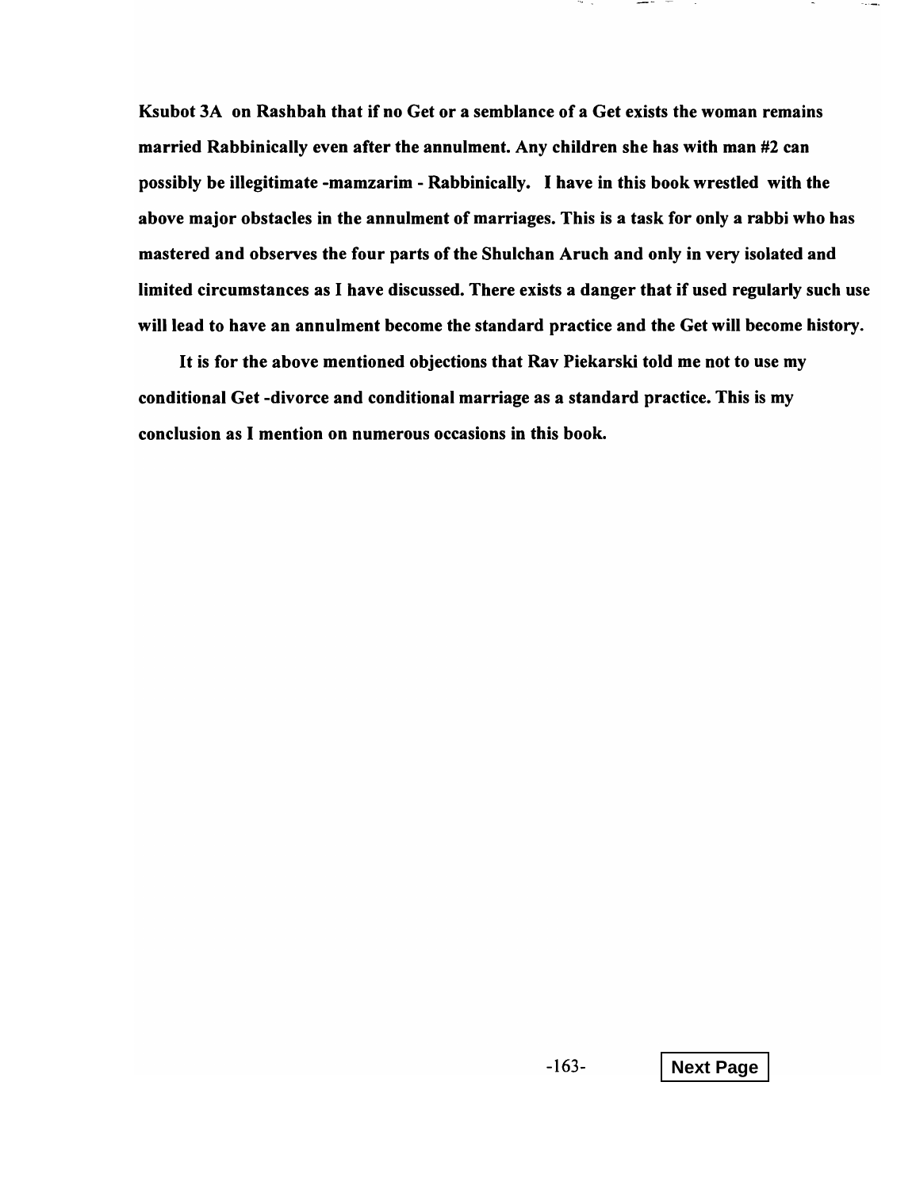**Ksubot 3A on Rashbah that if no Get or a semblance of a Get exists the woman remains married Rabbinically even after the annulment. Any children she has with man #2 can possibly be illegitimate -mamzarim - Rabbinically. I have in this book wrestled with the above major obstacles in the annulment of marriages. This is a task for only a rabbi who has mastered and observes the four parts of the Shulchan Aruch and only in very isolated and limited circumstances as I have discussed. There exists a danger that if used regularly such use will lead to have an annulment become the standard practice and the Get will become history.**

**It is for the above mentioned objections that Rav Piekarski told me not to use my conditional Get -divorce and conditional marriage as a standard practice. This is my conclusion as I mention on numerous occasions in this book.**